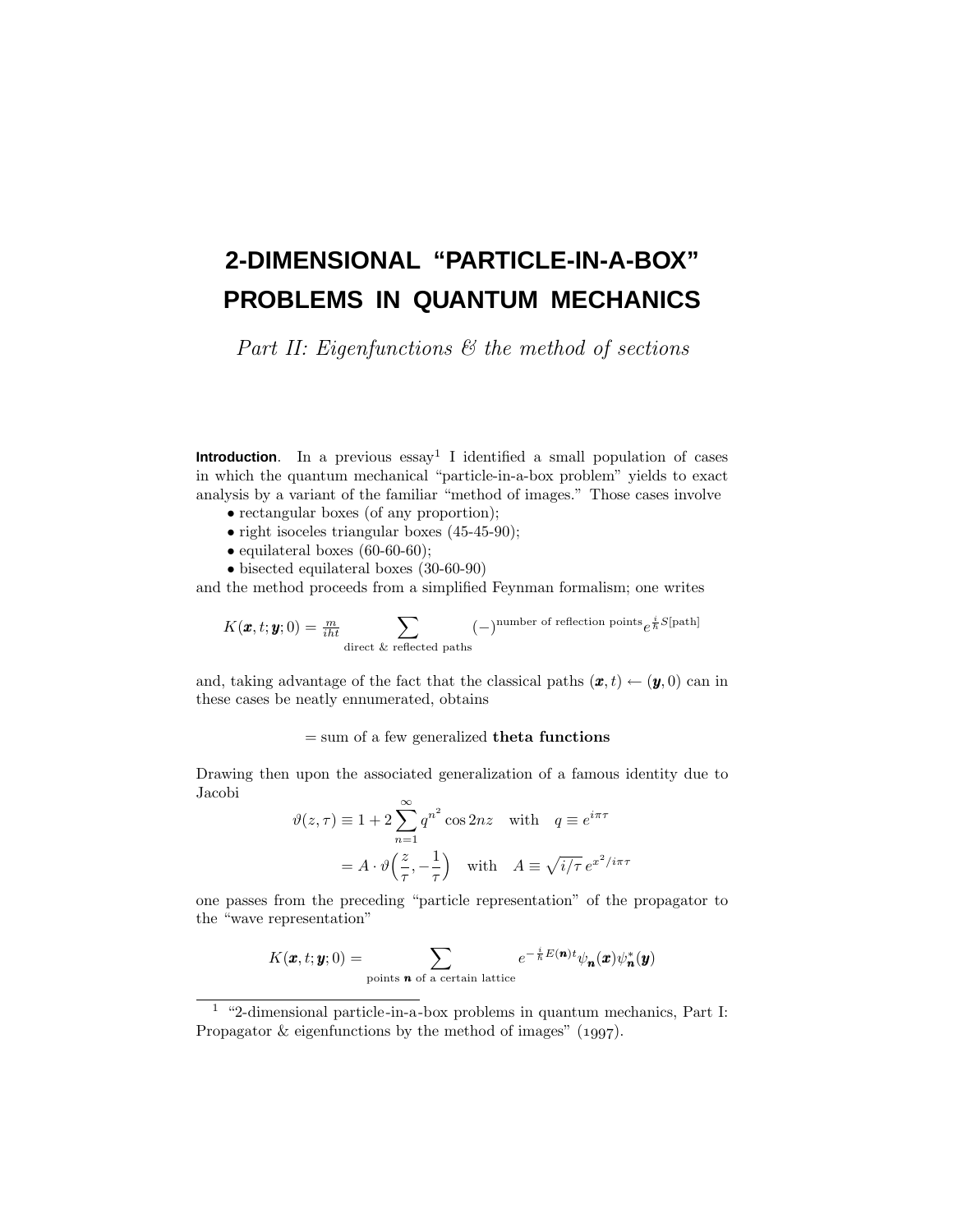# 2-DIMENSIONAL "PARTICLE-IN-A-BOX" PROBLEMS IN QUANTUM MECHANICS

*Part II: Eigenfunctions & the method of sections*

**Introduction**. In a previous essay[1] I identified a small population of cases in which the quantum mechanical "particle-in-a-box problem" yields to exact analysis by a variant of the familiar "method of images." Those cases involve

- rectangular boxes (of any proportion);
- right isoceles triangular boxes (45-45-90);
- equilateral boxes (60-60-60);
- bisected equilateral boxes (30-60-90)

and the method proceeds from a simplified Feynman formalism; one writes

$$K(\boldsymbol{x},t;\boldsymbol{y};0) = \tfrac{m}{iht} \sum_{\text{direct \& reflected paths}} (-)^{\text{number of reflection points}} e^{\frac{i}{\hbar}S[\text{path}]}$$

and, taking advantage of the fact that the classical paths $(\boldsymbol{x},t) \leftarrow (\boldsymbol{y},0)$ can in these cases be neatly ennumerated, obtains

$$= \text{sum of a few generalized } \textbf{theta functions}$$

Drawing then upon the associated generalization of a famous identity due to Jacobi

$$\begin{aligned}
\vartheta(z,\tau) &\equiv 1 + 2\sum_{n=1}^{\infty} q^{n^2}\cos 2nz \quad \text{with} \quad q \equiv e^{i\pi\tau} \\
&= A \cdot \vartheta\Big(\frac{z}{\tau}, -\frac{1}{\tau}\Big) \quad \text{with} \quad A \equiv \sqrt{i/\tau}\, e^{x^2/i\pi\tau}
\end{aligned}$$

one passes from the preceding "particle representation" of the propagator to the "wave representation"

$$K(\boldsymbol{x},t;\boldsymbol{y};0) = \sum_{\text{points } \boldsymbol{n} \text{ of a certain lattice}} e^{-\frac{i}{\hbar}E(\boldsymbol{n})t}\psi_{\boldsymbol{n}}(\boldsymbol{x})\psi^*_{\boldsymbol{n}}(\boldsymbol{y})$$

---

[1] "2-dimensional particle-in-a-box problems in quantum mechanics, Part I: Propagator & eigenfunctions by the method of images" (1997).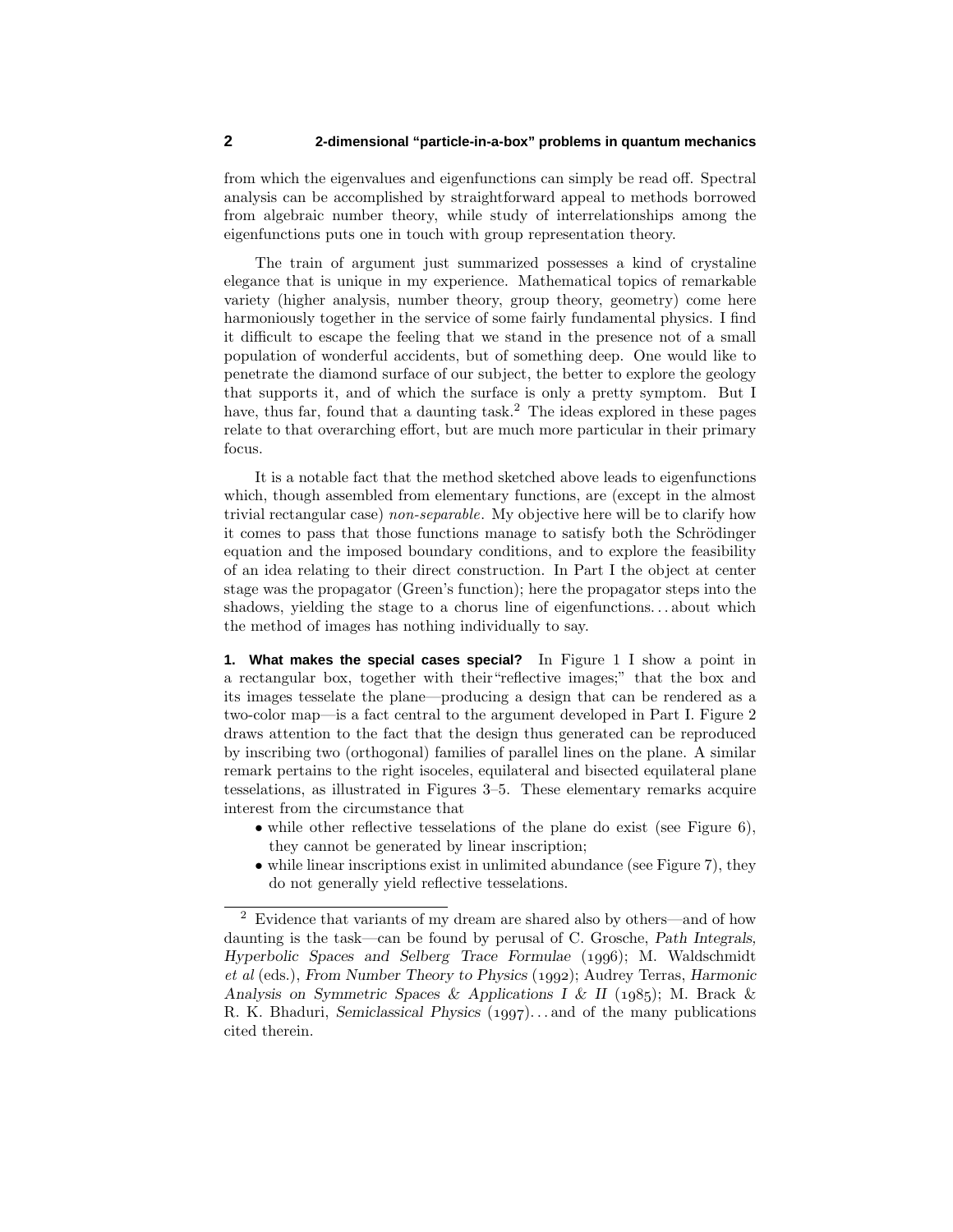from which the eigenvalues and eigenfunctions can simply be read off. Spectral analysis can be accomplished by straightforward appeal to methods borrowed from algebraic number theory, while study of interrelationships among the eigenfunctions puts one in touch with group representation theory.

The train of argument just summarized possesses a kind of crystaline elegance that is unique in my experience. Mathematical topics of remarkable variety (higher analysis, number theory, group theory, geometry) come here harmoniously together in the service of some fairly fundamental physics. I find it difficult to escape the feeling that we stand in the presence not of a small population of wonderful accidents, but of something deep. One would like to penetrate the diamond surface of our subject, the better to explore the geology that supports it, and of which the surface is only a pretty symptom. But I have, thus far, found that a daunting task.[2] The ideas explored in these pages relate to that overarching effort, but are much more particular in their primary focus.

It is a notable fact that the method sketched above leads to eigenfunctions which, though assembled from elementary functions, are (except in the almost trivial rectangular case) *non-separable*. My objective here will be to clarify how it comes to pass that those functions manage to satisfy both the Schrödinger equation and the imposed boundary conditions, and to explore the feasibility of an idea relating to their direct construction. In Part I the object at center stage was the propagator (Green's function); here the propagator steps into the shadows, yielding the stage to a chorus line of eigenfunctions... about which the method of images has nothing individually to say.

**1. What makes the special cases special?** In Figure 1 I show a point in a rectangular box, together with their "reflective images;" that the box and its images tesselate the plane—producing a design that can be rendered as a two-color map—is a fact central to the argument developed in Part I. Figure 2 draws attention to the fact that the design thus generated can be reproduced by inscribing two (orthogonal) families of parallel lines on the plane. A similar remark pertains to the right isoceles, equilateral and bisected equilateral plane tesselations, as illustrated in Figures 3–5. These elementary remarks acquire interest from the circumstance that

- while other reflective tesselations of the plane do exist (see Figure 6), they cannot be generated by linear inscription;
- while linear inscriptions exist in unlimited abundance (see Figure 7), they do not generally yield reflective tesselations.

[2] Evidence that variants of my dream are shared also by others—and of how daunting is the task—can be found by perusal of C. Grosche, *Path Integrals, Hyperbolic Spaces and Selberg Trace Formulae* (1996); M. Waldschmidt *et al* (eds.), *From Number Theory to Physics* (1992); Audrey Terras, *Harmonic Analysis on Symmetric Spaces & Applications I & II* (1985); M. Brack & R. K. Bhaduri, *Semiclassical Physics* (1997)... and of the many publications cited therein.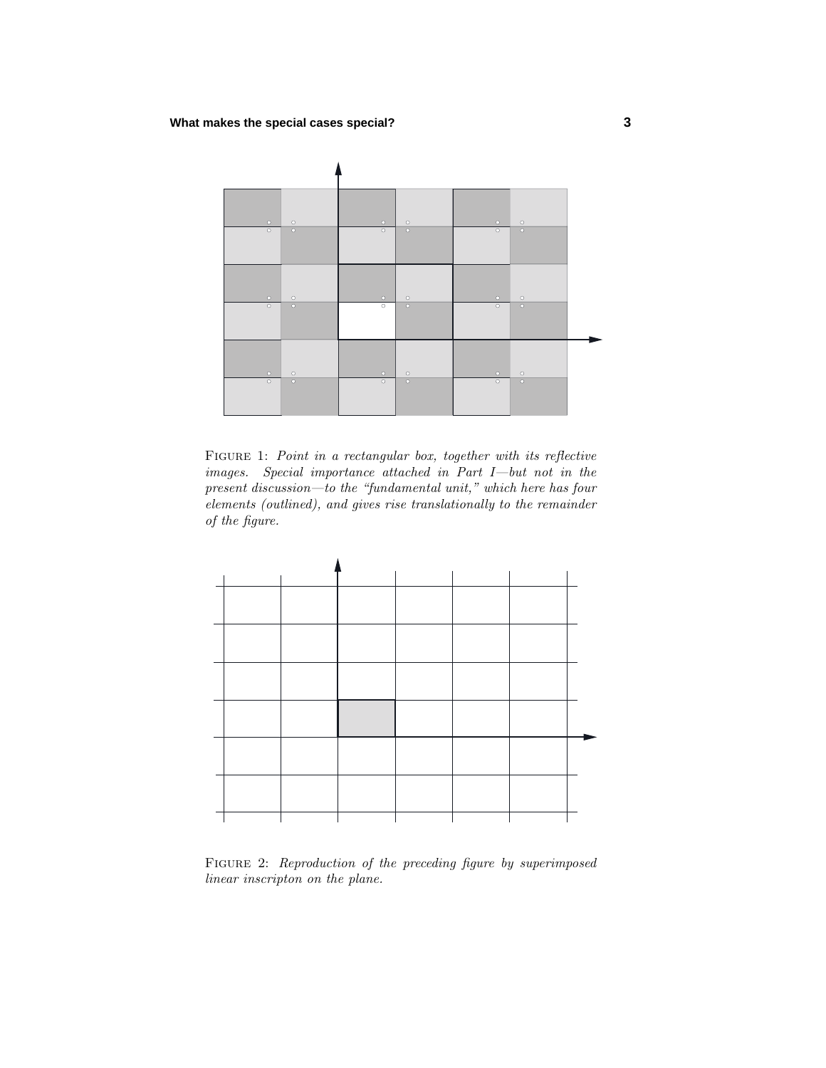Figure 1: *Point in a rectangular box, together with its reflective images. Special importance attached in Part I—but not in the present discussion—to the "fundamental unit," which here has four elements (outlined), and gives rise translationally to the remainder of the figure.*

Figure 2: *Reproduction of the preceding figure by superimposed linear inscripton on the plane.*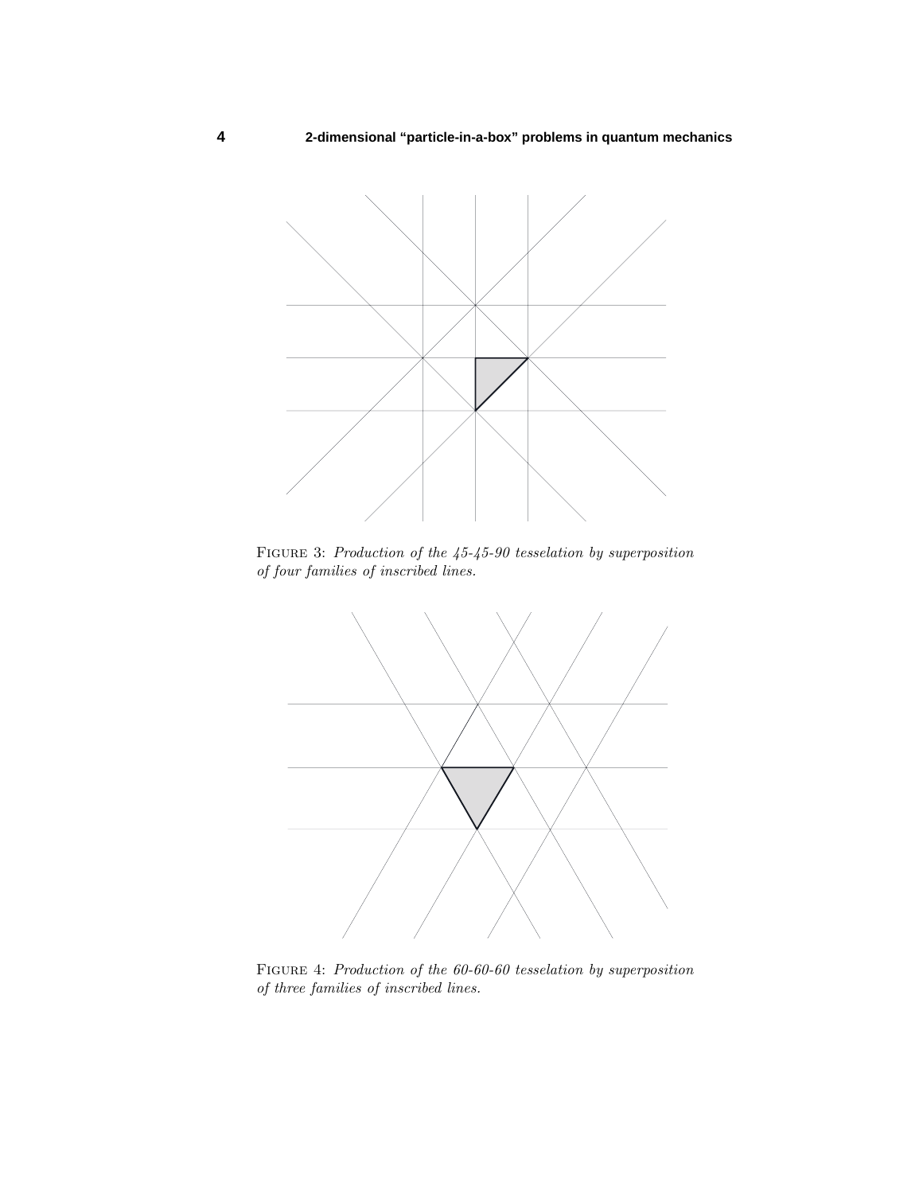Figure 3: *Production of the 45-45-90 tesselation by superposition of four families of inscribed lines.*

Figure 4: *Production of the 60-60-60 tesselation by superposition of three families of inscribed lines.*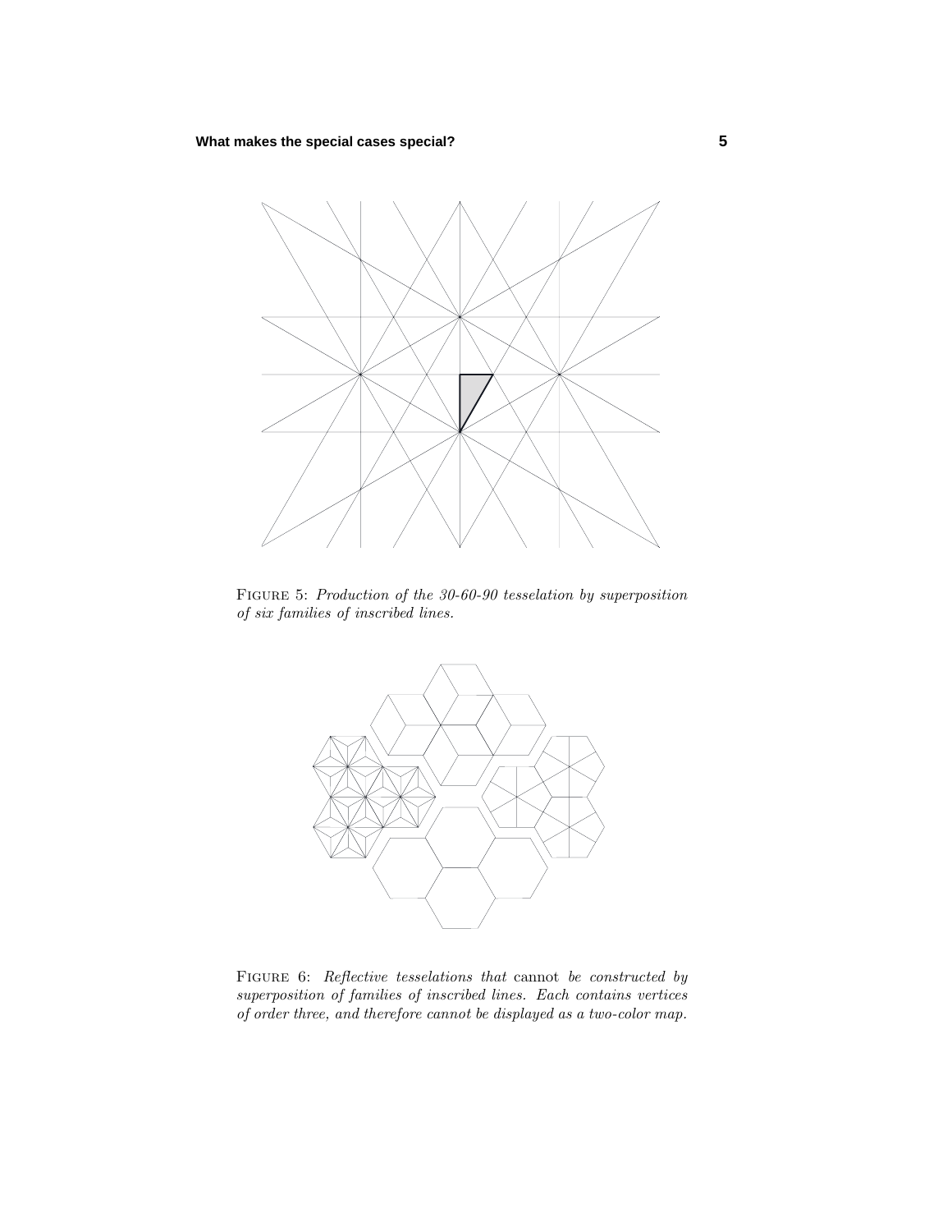Figure 5: *Production of the 30-60-90 tesselation by superposition of six families of inscribed lines.*

Figure 6: *Reflective tesselations that* cannot *be constructed by superposition of families of inscribed lines. Each contains vertices of order three, and therefore cannot be displayed as a two-color map.*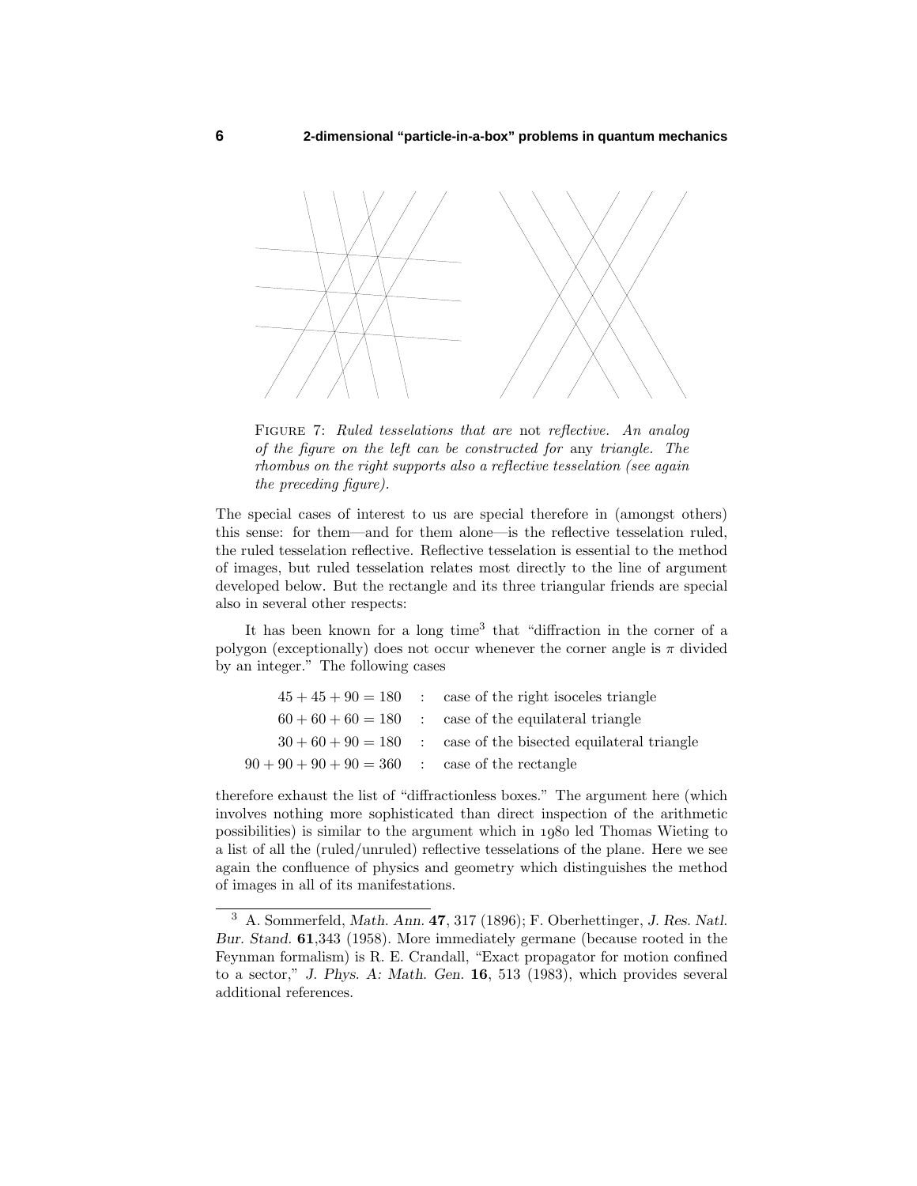FIGURE 7: *Ruled tesselations that are* not *reflective. An analog of the figure on the left can be constructed for* any *triangle. The rhombus on the right supports also a reflective tesselation (see again the preceding figure).*

The special cases of interest to us are special therefore in (amongst others) this sense: for them—and for them alone—is the reflective tesselation ruled, the ruled tesselation reflective. Reflective tesselation is essential to the method of images, but ruled tesselation relates most directly to the line of argument developed below. But the rectangle and its three triangular friends are special also in several other respects:

It has been known for a long time[3] that "diffraction in the corner of a polygon (exceptionally) does not occur whenever the corner angle is $\pi$ divided by an integer." The following cases

$$
\begin{aligned}
45 + 45 + 90 = 180 &\quad : \quad \text{case of the right isoceles triangle}\\
60 + 60 + 60 = 180 &\quad : \quad \text{case of the equilateral triangle}\\
30 + 60 + 90 = 180 &\quad : \quad \text{case of the bisected equilateral triangle}\\
90 + 90 + 90 + 90 = 360 &\quad : \quad \text{case of the rectangle}
\end{aligned}
$$

therefore exhaust the list of "diffractionless boxes." The argument here (which involves nothing more sophisticated than direct inspection of the arithmetic possibilities) is similar to the argument which in 1980 led Thomas Wieting to a list of all the (ruled/unruled) reflective tesselations of the plane. Here we see again the confluence of physics and geometry which distinguishes the method of images in all of its manifestations.

---

[3] A. Sommerfeld, *Math. Ann.* **47**, 317 (1896); F. Oberhettinger, *J. Res. Natl. Bur. Stand.* **61**,343 (1958). More immediately germane (because rooted in the Feynman formalism) is R. E. Crandall, "Exact propagator for motion confined to a sector," *J. Phys. A: Math. Gen.* **16**, 513 (1983), which provides several additional references.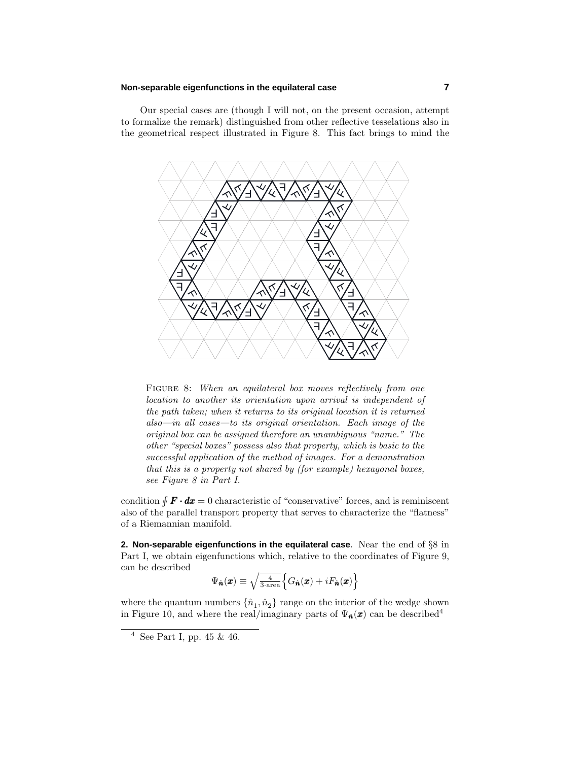Our special cases are (though I will not, on the present occasion, attempt to formalize the remark) distinguished from other reflective tesselations also in the geometrical respect illustrated in Figure 8. This fact brings to mind the

FIGURE 8: *When an equilateral box moves reflectively from one location to another its orientation upon arrival is independent of the path taken; when it returns to its original location it is returned also—in all cases—to its original orientation. Each image of the original box can be assigned therefore an unambiguous "name." The other "special boxes" possess also that property, which is basic to the successful application of the method of images. For a demonstration that this is a property not shared by (for example) hexagonal boxes, see Figure 8 in Part I.*

condition $\oint \boldsymbol{F}\cdot \boldsymbol{dx} = 0$ characteristic of "conservative" forces, and is reminiscent also of the parallel transport property that serves to characterize the "flatness" of a Riemannian manifold.

**2. Non-separable eigenfunctions in the equilateral case**. Near the end of §8 in Part I, we obtain eigenfunctions which, relative to the coordinates of Figure 9, can be described

$$\Psi_{\hat{\boldsymbol{n}}}(\boldsymbol{x}) \equiv \sqrt{\tfrac{4}{3\cdot\text{area}}}\Big\{G_{\hat{\boldsymbol{n}}}(\boldsymbol{x}) + iF_{\hat{\boldsymbol{n}}}(\boldsymbol{x})\Big\}$$

where the quantum numbers $\{\hat{n}_1, \hat{n}_2\}$ range on the interior of the wedge shown in Figure 10, and where the real/imaginary parts of $\Psi_{\hat{\boldsymbol{n}}}(\boldsymbol{x})$ can be described[4]

[4] See Part I, pp. 45 & 46.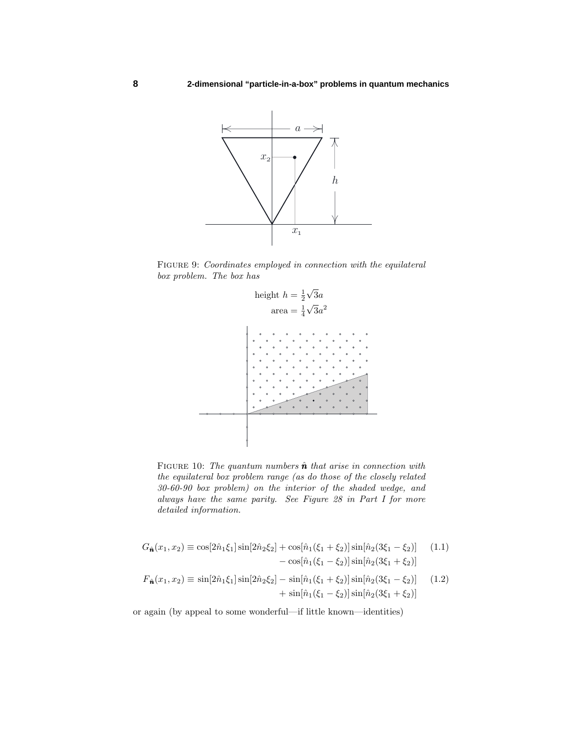FIGURE 9: *Coordinates employed in connection with the equilateral box problem. The box has*

$$\text{height } h = \tfrac{1}{2}\sqrt{3}a$$
$$\text{area} = \tfrac{1}{4}\sqrt{3}a^2$$

FIGURE 10: *The quantum numbers* $\hat{\boldsymbol{n}}$ *that arise in connection with the equilateral box problem range (as do those of the closely related 30-60-90 box problem) on the interior of the shaded wedge, and always have the same parity. See Figure 28 in Part I for more detailed information.*

$$G_{\hat{\boldsymbol{n}}}(x_1, x_2) \equiv \cos[2\hat{n}_1\xi_1]\sin[2\hat{n}_2\xi_2] + \cos[\hat{n}_1(\xi_1+\xi_2)]\sin[\hat{n}_2(3\xi_1-\xi_2)] - \cos[\hat{n}_1(\xi_1-\xi_2)]\sin[\hat{n}_2(3\xi_1+\xi_2)] \tag{1.1}$$

$$F_{\hat{\boldsymbol{n}}}(x_1, x_2) \equiv \sin[2\hat{n}_1\xi_1]\sin[2\hat{n}_2\xi_2] - \sin[\hat{n}_1(\xi_1+\xi_2)]\sin[\hat{n}_2(3\xi_1-\xi_2)] + \sin[\hat{n}_1(\xi_1-\xi_2)]\sin[\hat{n}_2(3\xi_1+\xi_2)] \tag{1.2}$$

or again (by appeal to some wonderful—if little known—identities)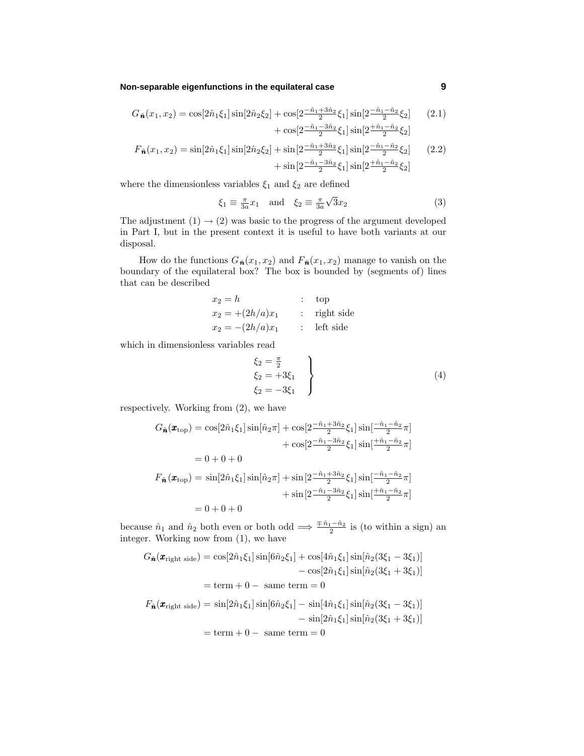$$
\begin{aligned}
G_{\hat{\boldsymbol{n}}}(x_1,x_2) &= \cos[2\hat{n}_1\xi_1]\sin[2\hat{n}_2\xi_2] + \cos[2\tfrac{-\hat{n}_1+3\hat{n}_2}{2}\xi_1]\sin[2\tfrac{-\hat{n}_1-\hat{n}_2}{2}\xi_2] \\
&\qquad + \cos[2\tfrac{-\hat{n}_1-3\hat{n}_2}{2}\xi_1]\sin[2\tfrac{+\hat{n}_1-\hat{n}_2}{2}\xi_2]
\end{aligned} \tag{2.1}
$$

$$
\begin{aligned}
F_{\hat{\boldsymbol{n}}}(x_1,x_2) &= \sin[2\hat{n}_1\xi_1]\sin[2\hat{n}_2\xi_2] + \sin[2\tfrac{-\hat{n}_1+3\hat{n}_2}{2}\xi_1]\sin[2\tfrac{-\hat{n}_1-\hat{n}_2}{2}\xi_2] \\
&\qquad + \sin[2\tfrac{-\hat{n}_1-3\hat{n}_2}{2}\xi_1]\sin[2\tfrac{+\hat{n}_1-\hat{n}_2}{2}\xi_2]
\end{aligned} \tag{2.2}
$$

where the dimensionless variables $\xi_1$ and $\xi_2$ are defined

$$
\xi_1 \equiv \tfrac{\pi}{3a}x_1 \quad \text{and} \quad \xi_2 \equiv \tfrac{\pi}{3a}\sqrt{3}x_2 \tag{3}
$$

The adjustment (1) → (2) was basic to the progress of the argument developed in Part I, but in the present context it is useful to have both variants at our disposal.

How do the functions $G_{\hat{\boldsymbol{n}}}(x_1,x_2)$ and $F_{\hat{\boldsymbol{n}}}(x_1,x_2)$ manage to vanish on the boundary of the equilateral box? The box is bounded by (segments of) lines that can be described

$$
\begin{aligned}
x_2 &= h && : \quad \text{top} \\
x_2 &= +(2h/a)x_1 && : \quad \text{right side} \\
x_2 &= -(2h/a)x_1 && : \quad \text{left side}
\end{aligned}
$$

which in dimensionless variables read

$$
\left.
\begin{aligned}
\xi_2 &= \tfrac{\pi}{2} \\
\xi_2 &= +3\xi_1 \\
\xi_2 &= -3\xi_1
\end{aligned}
\right\} \tag{4}
$$

respectively. Working from (2), we have

$$
\begin{aligned}
G_{\hat{\boldsymbol{n}}}(\boldsymbol{x}_{\text{top}}) &= \cos[2\hat{n}_1\xi_1]\sin[\hat{n}_2\pi] + \cos[2\tfrac{-\hat{n}_1+3\hat{n}_2}{2}\xi_1]\sin[\tfrac{-\hat{n}_1-\hat{n}_2}{2}\pi] \\
&\qquad + \cos[2\tfrac{-\hat{n}_1-3\hat{n}_2}{2}\xi_1]\sin[\tfrac{+\hat{n}_1-\hat{n}_2}{2}\pi] \\
&= 0 + 0 + 0 \\
F_{\hat{\boldsymbol{n}}}(\boldsymbol{x}_{\text{top}}) &= \sin[2\hat{n}_1\xi_1]\sin[\hat{n}_2\pi] + \sin[2\tfrac{-\hat{n}_1+3\hat{n}_2}{2}\xi_1]\sin[\tfrac{-\hat{n}_1-\hat{n}_2}{2}\pi] \\
&\qquad + \sin[2\tfrac{-\hat{n}_1-3\hat{n}_2}{2}\xi_1]\sin[\tfrac{+\hat{n}_1-\hat{n}_2}{2}\pi] \\
&= 0 + 0 + 0
\end{aligned}
$$

because $\hat{n}_1$ and $\hat{n}_2$ both even or both odd $\Longrightarrow \frac{\mp\hat{n}_1-\hat{n}_2}{2}$ is (to within a sign) an integer. Working now from (1), we have

$$
\begin{aligned}
G_{\hat{\boldsymbol{n}}}(\boldsymbol{x}_{\text{right side}}) &= \cos[2\hat{n}_1\xi_1]\sin[6\hat{n}_2\xi_1] + \cos[4\hat{n}_1\xi_1]\sin[\hat{n}_2(3\xi_1-3\xi_1)] \\
&\qquad - \cos[2\hat{n}_1\xi_1]\sin[\hat{n}_2(3\xi_1+3\xi_1)] \\
&= \text{term} + 0 - \text{ same term} = 0 \\
F_{\hat{\boldsymbol{n}}}(\boldsymbol{x}_{\text{right side}}) &= \sin[2\hat{n}_1\xi_1]\sin[6\hat{n}_2\xi_1] - \sin[4\hat{n}_1\xi_1]\sin[\hat{n}_2(3\xi_1-3\xi_1)] \\
&\qquad - \sin[2\hat{n}_1\xi_1]\sin[\hat{n}_2(3\xi_1+3\xi_1)] \\
&= \text{term} + 0 - \text{ same term} = 0
\end{aligned}
$$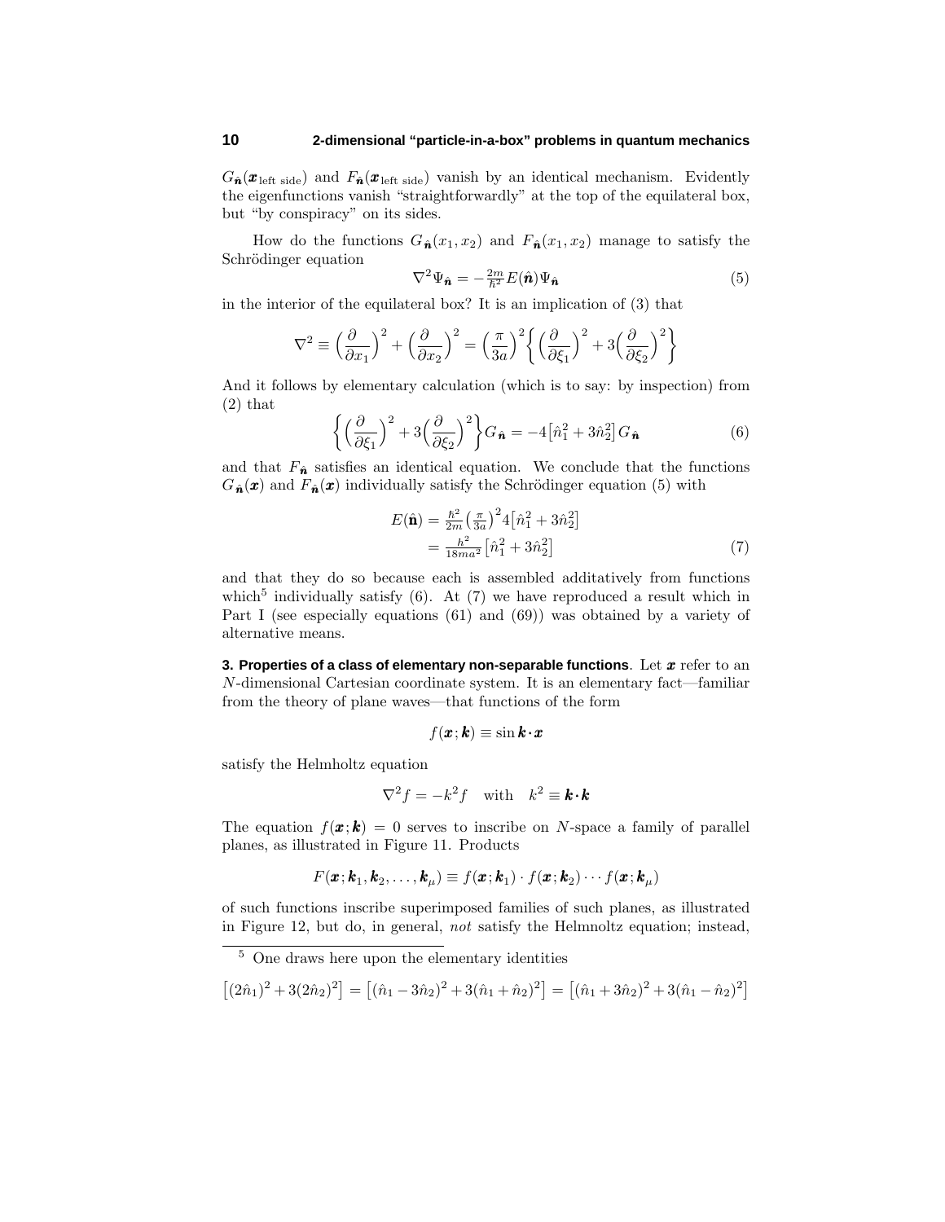$G_{\hat{\boldsymbol{n}}}(\boldsymbol{x}_{\text{left side}})$ and $F_{\hat{\boldsymbol{n}}}(\boldsymbol{x}_{\text{left side}})$ vanish by an identical mechanism. Evidently the eigenfunctions vanish "straightforwardly" at the top of the equilateral box, but "by conspiracy" on its sides.

How do the functions $G_{\hat{\boldsymbol{n}}}(x_1, x_2)$ and $F_{\hat{\boldsymbol{n}}}(x_1, x_2)$ manage to satisfy the Schrödinger equation

$$\nabla^2 \Psi_{\hat{\boldsymbol{n}}} = -\tfrac{2m}{\hbar^2} E(\hat{\boldsymbol{n}}) \Psi_{\hat{\boldsymbol{n}}} \tag{5}$$

in the interior of the equilateral box? It is an implication of (3) that

$$\nabla^2 \equiv \Big(\frac{\partial}{\partial x_1}\Big)^2 + \Big(\frac{\partial}{\partial x_2}\Big)^2 = \Big(\frac{\pi}{3a}\Big)^2 \Big\{ \Big(\frac{\partial}{\partial \xi_1}\Big)^2 + 3\Big(\frac{\partial}{\partial \xi_2}\Big)^2 \Big\}$$

And it follows by elementary calculation (which is to say: by inspection) from (2) that

$$\Big\{ \Big(\frac{\partial}{\partial \xi_1}\Big)^2 + 3\Big(\frac{\partial}{\partial \xi_2}\Big)^2 \Big\} G_{\hat{\boldsymbol{n}}} = -4\big[\hat{n}_1^2 + 3\hat{n}_2^2\big] G_{\hat{\boldsymbol{n}}} \tag{6}$$

and that $F_{\hat{\boldsymbol{n}}}$ satisfies an identical equation. We conclude that the functions $G_{\hat{\boldsymbol{n}}}(\boldsymbol{x})$ and $F_{\hat{\boldsymbol{n}}}(\boldsymbol{x})$ individually satisfy the Schrödinger equation (5) with

$$\begin{aligned} E(\hat{\mathbf{n}}) &= \tfrac{\hbar^2}{2m}\big(\tfrac{\pi}{3a}\big)^2 4\big[\hat{n}_1^2 + 3\hat{n}_2^2\big] \\ &= \tfrac{h^2}{18ma^2}\big[\hat{n}_1^2 + 3\hat{n}_2^2\big] \end{aligned} \tag{7}$$

and that they do so because each is assembled additatively from functions which[5] individually satisfy (6). At (7) we have reproduced a result which in Part I (see especially equations (61) and (69)) was obtained by a variety of alternative means.

**3. Properties of a class of elementary non-separable functions**. Let $\boldsymbol{x}$ refer to an $N$-dimensional Cartesian coordinate system. It is an elementary fact—familiar from the theory of plane waves—that functions of the form

$$f(\boldsymbol{x}; \boldsymbol{k}) \equiv \sin \boldsymbol{k} \cdot \boldsymbol{x}$$

satisfy the Helmholtz equation

$$\nabla^2 f = -k^2 f \quad \text{with} \quad k^2 \equiv \boldsymbol{k} \cdot \boldsymbol{k}$$

The equation $f(\boldsymbol{x}; \boldsymbol{k}) = 0$ serves to inscribe on $N$-space a family of parallel planes, as illustrated in Figure 11. Products

$$F(\boldsymbol{x}; \boldsymbol{k}_1, \boldsymbol{k}_2, \ldots, \boldsymbol{k}_\mu) \equiv f(\boldsymbol{x}; \boldsymbol{k}_1) \cdot f(\boldsymbol{x}; \boldsymbol{k}_2) \cdots f(\boldsymbol{x}; \boldsymbol{k}_\mu)$$

of such functions inscribe superimposed families of such planes, as illustrated in Figure 12, but do, in general, *not* satisfy the Helmnoltz equation; instead,

---

[5] One draws here upon the elementary identities

$$\big[(2\hat{n}_1)^2 + 3(2\hat{n}_2)^2\big] = \big[(\hat{n}_1 - 3\hat{n}_2)^2 + 3(\hat{n}_1 + \hat{n}_2)^2\big] = \big[(\hat{n}_1 + 3\hat{n}_2)^2 + 3(\hat{n}_1 - \hat{n}_2)^2\big]$$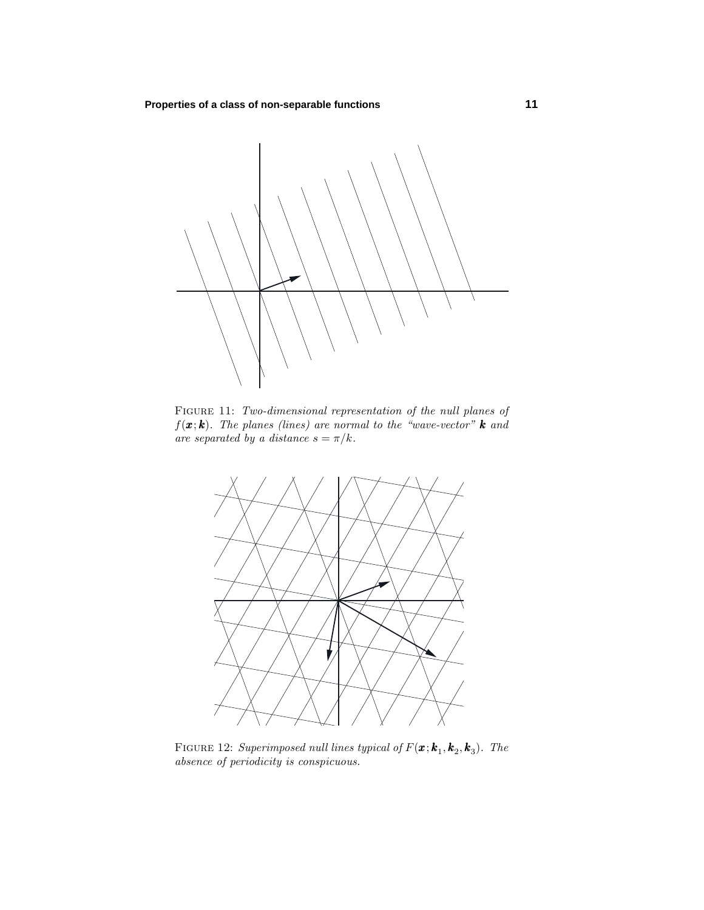Figure 11: *Two-dimensional representation of the null planes of $f(\boldsymbol{x};\boldsymbol{k})$. The planes (lines) are normal to the "wave-vector" $\boldsymbol{k}$ and are separated by a distance $s = \pi/k$.*

Figure 12: *Superimposed null lines typical of $F(\boldsymbol{x};\boldsymbol{k}_1,\boldsymbol{k}_2,\boldsymbol{k}_3)$. The absence of periodicity is conspicuous.*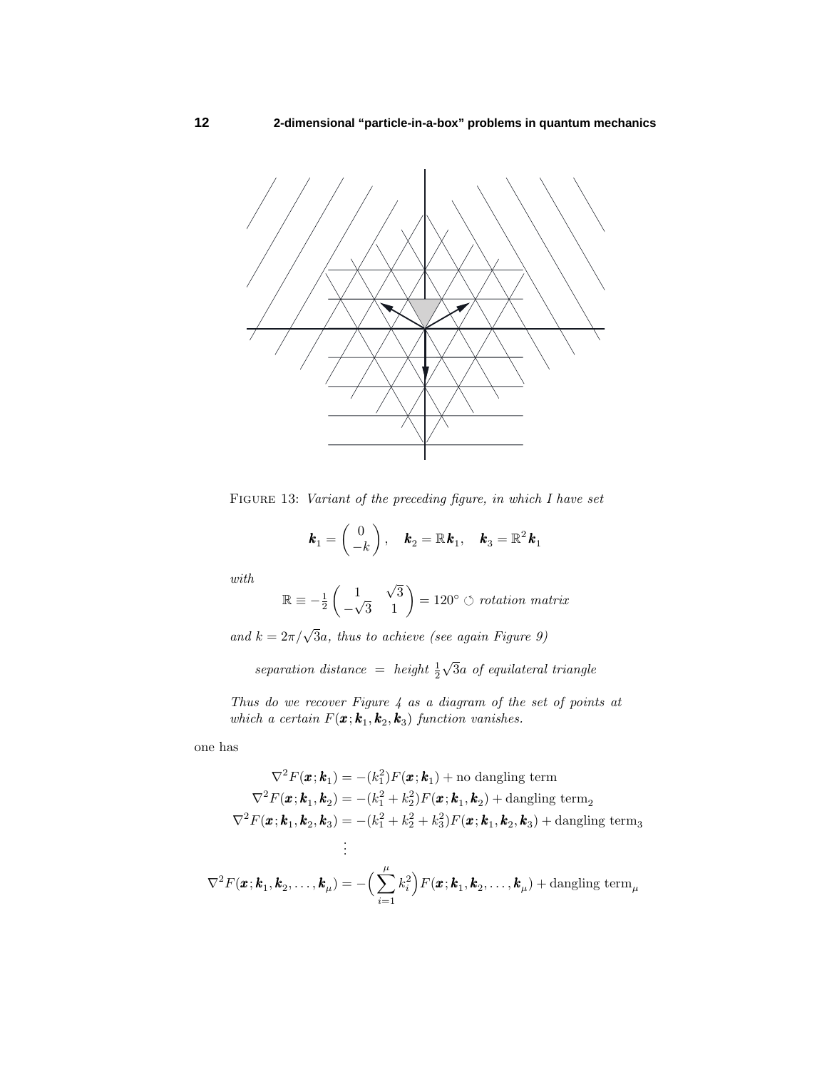FIGURE 13: *Variant of the preceding figure, in which I have set*

$$\boldsymbol{k}_1 = \begin{pmatrix} 0 \\ -k \end{pmatrix}, \quad \boldsymbol{k}_2 = \mathbb{R}\,\boldsymbol{k}_1, \quad \boldsymbol{k}_3 = \mathbb{R}^2\,\boldsymbol{k}_1$$

*with*

$$\mathbb{R} \equiv -\tfrac{1}{2}\begin{pmatrix} 1 & \sqrt{3} \\ -\sqrt{3} & 1 \end{pmatrix} = 120^\circ \circlearrowleft \textit{ rotation matrix}$$

*and* $k = 2\pi/\sqrt{3}a$*, thus to achieve (see again Figure 9)*

$$\textit{separation distance} \;=\; \textit{height } \tfrac{1}{2}\sqrt{3}a \textit{ of equilateral triangle}$$

*Thus do we recover Figure 4 as a diagram of the set of points at which a certain* $F(\boldsymbol{x};\boldsymbol{k}_1,\boldsymbol{k}_2,\boldsymbol{k}_3)$ *function vanishes.*

one has

$$\begin{aligned}
\nabla^2 F(\boldsymbol{x};\boldsymbol{k}_1) &= -(k_1^2)F(\boldsymbol{x};\boldsymbol{k}_1) + \text{no dangling term} \\
\nabla^2 F(\boldsymbol{x};\boldsymbol{k}_1,\boldsymbol{k}_2) &= -(k_1^2+k_2^2)F(\boldsymbol{x};\boldsymbol{k}_1,\boldsymbol{k}_2) + \text{dangling term}_2 \\
\nabla^2 F(\boldsymbol{x};\boldsymbol{k}_1,\boldsymbol{k}_2,\boldsymbol{k}_3) &= -(k_1^2+k_2^2+k_3^2)F(\boldsymbol{x};\boldsymbol{k}_1,\boldsymbol{k}_2,\boldsymbol{k}_3) + \text{dangling term}_3 \\
&\;\;\vdots \\
\nabla^2 F(\boldsymbol{x};\boldsymbol{k}_1,\boldsymbol{k}_2,\ldots,\boldsymbol{k}_\mu) &= -\Big(\sum_{i=1}^{\mu} k_i^2\Big)F(\boldsymbol{x};\boldsymbol{k}_1,\boldsymbol{k}_2,\ldots,\boldsymbol{k}_\mu) + \text{dangling term}_\mu
\end{aligned}$$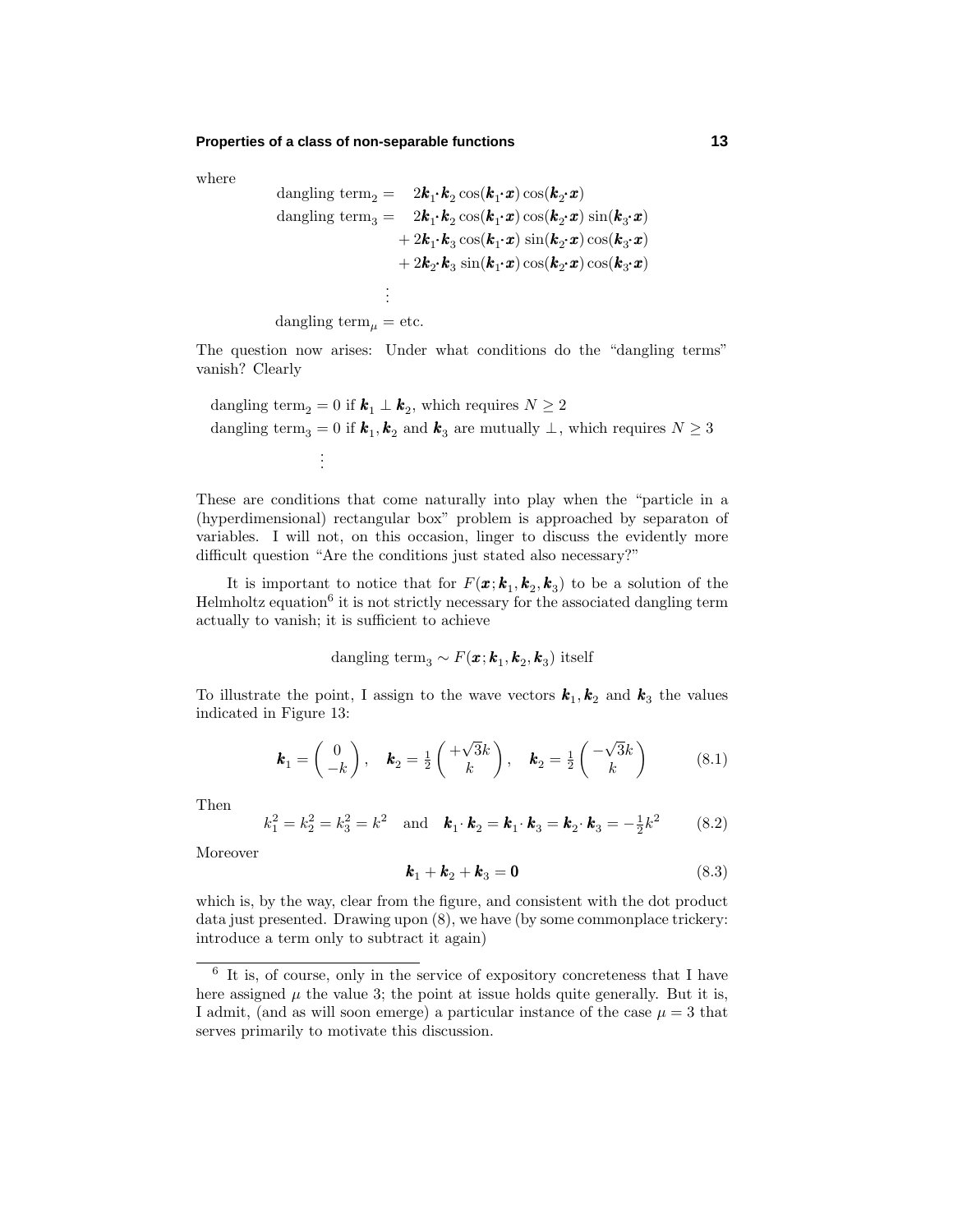where

$$
\begin{aligned}
\text{dangling term}_2 &= \;\; 2\boldsymbol{k}_1\!\cdot\!\boldsymbol{k}_2 \cos(\boldsymbol{k}_1\!\cdot\!\boldsymbol{x}) \cos(\boldsymbol{k}_2\!\cdot\!\boldsymbol{x}) \\
\text{dangling term}_3 &= \;\; 2\boldsymbol{k}_1\!\cdot\!\boldsymbol{k}_2 \cos(\boldsymbol{k}_1\!\cdot\!\boldsymbol{x}) \cos(\boldsymbol{k}_2\!\cdot\!\boldsymbol{x}) \sin(\boldsymbol{k}_3\!\cdot\!\boldsymbol{x}) \\
&\quad + 2\boldsymbol{k}_1\!\cdot\!\boldsymbol{k}_3 \cos(\boldsymbol{k}_1\!\cdot\!\boldsymbol{x}) \sin(\boldsymbol{k}_2\!\cdot\!\boldsymbol{x}) \cos(\boldsymbol{k}_3\!\cdot\!\boldsymbol{x}) \\
&\quad + 2\boldsymbol{k}_2\!\cdot\!\boldsymbol{k}_3 \sin(\boldsymbol{k}_1\!\cdot\!\boldsymbol{x}) \cos(\boldsymbol{k}_2\!\cdot\!\boldsymbol{x}) \cos(\boldsymbol{k}_3\!\cdot\!\boldsymbol{x}) \\
&\;\;\vdots \\
\text{dangling term}_\mu &= \text{etc.}
\end{aligned}
$$

The question now arises: Under what conditions do the "dangling terms" vanish? Clearly

$$
\begin{aligned}
&\text{dangling term}_2 = 0 \text{ if } \boldsymbol{k}_1 \perp \boldsymbol{k}_2, \text{ which requires } N \geq 2 \\
&\text{dangling term}_3 = 0 \text{ if } \boldsymbol{k}_1, \boldsymbol{k}_2 \text{ and } \boldsymbol{k}_3 \text{ are mutually } \perp, \text{ which requires } N \geq 3 \\
&\qquad\vdots
\end{aligned}
$$

These are conditions that come naturally into play when the "particle in a (hyperdimensional) rectangular box" problem is approached by separaton of variables. I will not, on this occasion, linger to discuss the evidently more difficult question "Are the conditions just stated also necessary?"

It is important to notice that for $F(\boldsymbol{x}; \boldsymbol{k}_1, \boldsymbol{k}_2, \boldsymbol{k}_3)$ to be a solution of the Helmholtz equation[6] it is not strictly necessary for the associated dangling term actually to vanish; it is sufficient to achieve

$$
\text{dangling term}_3 \sim F(\boldsymbol{x}; \boldsymbol{k}_1, \boldsymbol{k}_2, \boldsymbol{k}_3) \text{ itself}
$$

To illustrate the point, I assign to the wave vectors $\boldsymbol{k}_1, \boldsymbol{k}_2$ and $\boldsymbol{k}_3$ the values indicated in Figure 13:

$$
\boldsymbol{k}_1 = \begin{pmatrix} 0 \\ -k \end{pmatrix}, \quad \boldsymbol{k}_2 = \tfrac{1}{2}\begin{pmatrix} +\sqrt{3}k \\ k \end{pmatrix}, \quad \boldsymbol{k}_2 = \tfrac{1}{2}\begin{pmatrix} -\sqrt{3}k \\ k \end{pmatrix} \tag{8.1}
$$

Then

$$
k_1^2 = k_2^2 = k_3^2 = k^2 \quad \text{and} \quad \boldsymbol{k}_1 \cdot \boldsymbol{k}_2 = \boldsymbol{k}_1 \cdot \boldsymbol{k}_3 = \boldsymbol{k}_2 \cdot \boldsymbol{k}_3 = -\tfrac{1}{2}k^2 \tag{8.2}
$$

Moreover

$$
\boldsymbol{k}_1 + \boldsymbol{k}_2 + \boldsymbol{k}_3 = \boldsymbol{0} \tag{8.3}
$$

which is, by the way, clear from the figure, and consistent with the dot product data just presented. Drawing upon (8), we have (by some commonplace trickery: introduce a term only to subtract it again)

---

[6] It is, of course, only in the service of expository concreteness that I have here assigned $\mu$ the value 3; the point at issue holds quite generally. But it is, I admit, (and as will soon emerge) a particular instance of the case $\mu = 3$ that serves primarily to motivate this discussion.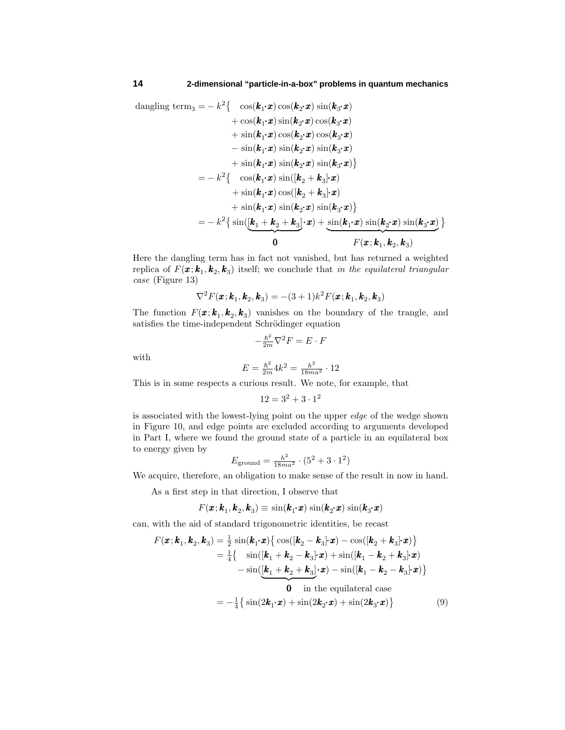$$
\begin{aligned}
\text{dangling term}_3 = -\,k^2\big\{ &\cos(\boldsymbol{k}_1\!\cdot\!\boldsymbol{x})\cos(\boldsymbol{k}_2\!\cdot\!\boldsymbol{x})\sin(\boldsymbol{k}_3\!\cdot\!\boldsymbol{x})\\
&+\cos(\boldsymbol{k}_1\!\cdot\!\boldsymbol{x})\sin(\boldsymbol{k}_2\!\cdot\!\boldsymbol{x})\cos(\boldsymbol{k}_3\!\cdot\!\boldsymbol{x})\\
&+\sin(\boldsymbol{k}_1\!\cdot\!\boldsymbol{x})\cos(\boldsymbol{k}_2\!\cdot\!\boldsymbol{x})\cos(\boldsymbol{k}_3\!\cdot\!\boldsymbol{x})\\
&-\sin(\boldsymbol{k}_1\!\cdot\!\boldsymbol{x})\sin(\boldsymbol{k}_2\!\cdot\!\boldsymbol{x})\sin(\boldsymbol{k}_3\!\cdot\!\boldsymbol{x})\\
&+\sin(\boldsymbol{k}_1\!\cdot\!\boldsymbol{x})\sin(\boldsymbol{k}_2\!\cdot\!\boldsymbol{x})\sin(\boldsymbol{k}_3\!\cdot\!\boldsymbol{x})\big\}\\
= -\,k^2\big\{ &\cos(\boldsymbol{k}_1\!\cdot\!\boldsymbol{x})\sin([\boldsymbol{k}_2+\boldsymbol{k}_3]\!\cdot\!\boldsymbol{x})\\
&+\sin(\boldsymbol{k}_1\!\cdot\!\boldsymbol{x})\cos([\boldsymbol{k}_2+\boldsymbol{k}_3]\!\cdot\!\boldsymbol{x})\\
&+\sin(\boldsymbol{k}_1\!\cdot\!\boldsymbol{x})\sin(\boldsymbol{k}_2\!\cdot\!\boldsymbol{x})\sin(\boldsymbol{k}_3\!\cdot\!\boldsymbol{x})\big\}\\
= -\,k^2\big\{ &\sin(\underbrace{[\boldsymbol{k}_1+\boldsymbol{k}_2+\boldsymbol{k}_3]}_{\mathbf{0}}\!\cdot\!\boldsymbol{x}) + \underbrace{\sin(\boldsymbol{k}_1\!\cdot\!\boldsymbol{x})\sin(\boldsymbol{k}_2\!\cdot\!\boldsymbol{x})\sin(\boldsymbol{k}_3\!\cdot\!\boldsymbol{x})}_{F(\boldsymbol{x};\boldsymbol{k}_1,\boldsymbol{k}_2,\boldsymbol{k}_3)}\big\}
\end{aligned}
$$

Here the dangling term has in fact not vanished, but has returned a weighted replica of $F(\boldsymbol{x};\boldsymbol{k}_1,\boldsymbol{k}_2,\boldsymbol{k}_3)$ itself; we conclude that *in the equilateral triangular case* (Figure 13)

$$
\nabla^2 F(\boldsymbol{x};\boldsymbol{k}_1,\boldsymbol{k}_2,\boldsymbol{k}_3) = -(3+1)k^2 F(\boldsymbol{x};\boldsymbol{k}_1,\boldsymbol{k}_2,\boldsymbol{k}_3)
$$

The function $F(\boldsymbol{x};\boldsymbol{k}_1,\boldsymbol{k}_2,\boldsymbol{k}_3)$ vanishes on the boundary of the trangle, and satisfies the time-independent Schrödinger equation

$$
-\tfrac{\hbar^2}{2m}\nabla^2 F = E\cdot F
$$

with

$$
E = \tfrac{\hbar^2}{2m}4k^2 = \tfrac{h^2}{18ma^2}\cdot 12
$$

This is in some respects a curious result. We note, for example, that

$$
12 = 3^2 + 3\cdot 1^2
$$

is associated with the lowest-lying point on the upper *edge* of the wedge shown in Figure 10, and edge points are excluded according to arguments developed in Part I, where we found the ground state of a particle in an equilateral box to energy given by

$$
E_{\text{ground}} = \tfrac{h^2}{18ma^2}\cdot(5^2+3\cdot 1^2)
$$

We acquire, therefore, an obligation to make sense of the result in now in hand.

As a first step in that direction, I observe that

$$
F(\boldsymbol{x};\boldsymbol{k}_1,\boldsymbol{k}_2,\boldsymbol{k}_3) \equiv \sin(\boldsymbol{k}_1\!\cdot\!\boldsymbol{x})\sin(\boldsymbol{k}_2\!\cdot\!\boldsymbol{x})\sin(\boldsymbol{k}_3\!\cdot\!\boldsymbol{x})
$$

can, with the aid of standard trigonometric identities, be recast

$$
\begin{aligned}
F(\boldsymbol{x};\boldsymbol{k}_1,\boldsymbol{k}_2,\boldsymbol{k}_3) &= \tfrac{1}{2}\sin(\boldsymbol{k}_1\!\cdot\!\boldsymbol{x})\big\{\cos([\boldsymbol{k}_2-\boldsymbol{k}_3]\!\cdot\!\boldsymbol{x}) - \cos([\boldsymbol{k}_2+\boldsymbol{k}_3]\!\cdot\!\boldsymbol{x})\big\}\\
&= \tfrac{1}{4}\big\{\sin([\boldsymbol{k}_1+\boldsymbol{k}_2-\boldsymbol{k}_3]\!\cdot\!\boldsymbol{x}) + \sin([\boldsymbol{k}_1-\boldsymbol{k}_2+\boldsymbol{k}_3]\!\cdot\!\boldsymbol{x})\\
&\qquad - \sin(\underbrace{[\boldsymbol{k}_1+\boldsymbol{k}_2+\boldsymbol{k}_3]}_{\mathbf{0}\ \text{ in the equilateral case}}\!\cdot\!\boldsymbol{x}) - \sin([\boldsymbol{k}_1-\boldsymbol{k}_2-\boldsymbol{k}_3]\!\cdot\!\boldsymbol{x})\big\}\\
&= -\tfrac{1}{4}\big\{\sin(2\boldsymbol{k}_1\!\cdot\!\boldsymbol{x}) + \sin(2\boldsymbol{k}_2\!\cdot\!\boldsymbol{x}) + \sin(2\boldsymbol{k}_3\!\cdot\!\boldsymbol{x})\big\} \qquad (9)
\end{aligned}
$$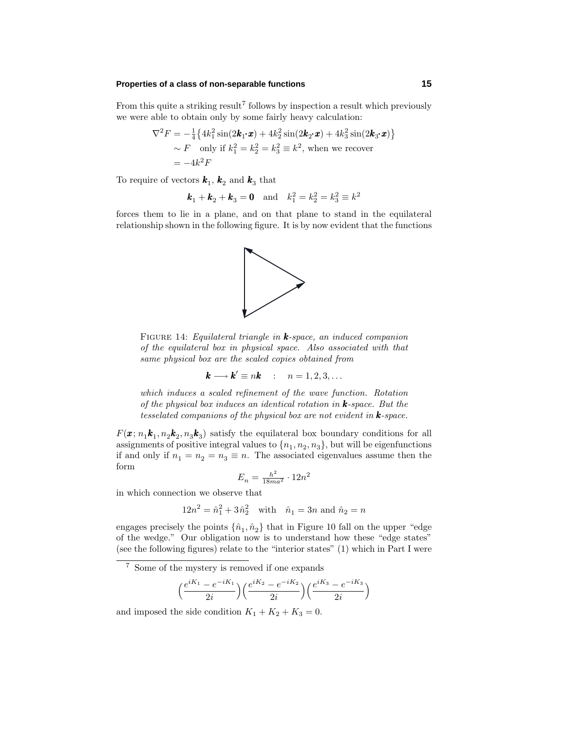From this quite a striking result[7] follows by inspection a result which previously we were able to obtain only by some fairly heavy calculation:

$$
\begin{aligned}
\nabla^2 F &= -\tfrac{1}{4}\big\{4k_1^2\sin(2\boldsymbol{k}_1\!\cdot\!\boldsymbol{x}) + 4k_2^2\sin(2\boldsymbol{k}_2\!\cdot\!\boldsymbol{x}) + 4k_3^2\sin(2\boldsymbol{k}_3\!\cdot\!\boldsymbol{x})\big\}\\
&\sim F \quad \text{only if } k_1^2 = k_2^2 = k_3^2 \equiv k^2, \text{ when we recover}\\
&= -4k^2 F
\end{aligned}
$$

To require of vectors $\boldsymbol{k}_1$, $\boldsymbol{k}_2$ and $\boldsymbol{k}_3$ that

$$
\boldsymbol{k}_1 + \boldsymbol{k}_2 + \boldsymbol{k}_3 = \boldsymbol{0} \quad \text{and} \quad k_1^2 = k_2^2 = k_3^2 \equiv k^2
$$

forces them to lie in a plane, and on that plane to stand in the equilateral relationship shown in the following figure. It is by now evident that the functions

FIGURE 14: *Equilateral triangle in* $\boldsymbol{k}$*-space, an induced companion of the equilateral box in physical space. Also associated with that same physical box are the scaled copies obtained from*

$$
\boldsymbol{k} \longrightarrow \boldsymbol{k}' \equiv n\boldsymbol{k} \quad : \quad n = 1, 2, 3, \ldots
$$

*which induces a scaled refinement of the wave function. Rotation of the physical box induces an identical rotation in* $\boldsymbol{k}$*-space. But the tesselated companions of the physical box are not evident in* $\boldsymbol{k}$*-space.*

$F(\boldsymbol{x}; n_1\boldsymbol{k}_1, n_2\boldsymbol{k}_2, n_3\boldsymbol{k}_3)$ satisfy the equilateral box boundary conditions for all assignments of positive integral values to $\{n_1, n_2, n_3\}$, but will be eigenfunctions if and only if $n_1 = n_2 = n_3 \equiv n$. The associated eigenvalues assume then the form

$$
E_n = \tfrac{h^2}{18ma^2} \cdot 12n^2
$$

in which connection we observe that

$$
12n^2 = \hat{n}_1^2 + 3\hat{n}_2^2 \quad \text{with} \quad \hat{n}_1 = 3n \text{ and } \hat{n}_2 = n
$$

engages precisely the points $\{\hat{n}_1, \hat{n}_2\}$ that in Figure 10 fall on the upper "edge of the wedge." Our obligation now is to understand how these "edge states" (see the following figures) relate to the "interior states" (1) which in Part I were

---

[7] Some of the mystery is removed if one expands

$$
\Big(\frac{e^{iK_1} - e^{-iK_1}}{2i}\Big)\Big(\frac{e^{iK_2} - e^{-iK_2}}{2i}\Big)\Big(\frac{e^{iK_3} - e^{-iK_3}}{2i}\Big)
$$

and imposed the side condition $K_1 + K_2 + K_3 = 0$.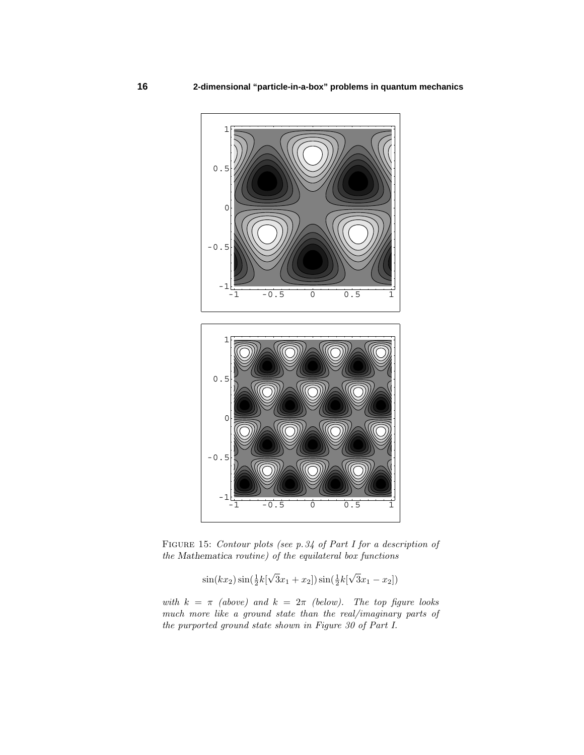FIGURE 15: *Contour plots (see p. 34 of Part I for a description of the* Mathematica *routine) of the equilateral box functions*

$$\sin(kx_2)\sin(\tfrac{1}{2}k[\sqrt{3}x_1 + x_2])\sin(\tfrac{1}{2}k[\sqrt{3}x_1 - x_2])$$

*with $k = \pi$ (above) and $k = 2\pi$ (below). The top figure looks much more like a ground state than the real/imaginary parts of the purported ground state shown in Figure 30 of Part I.*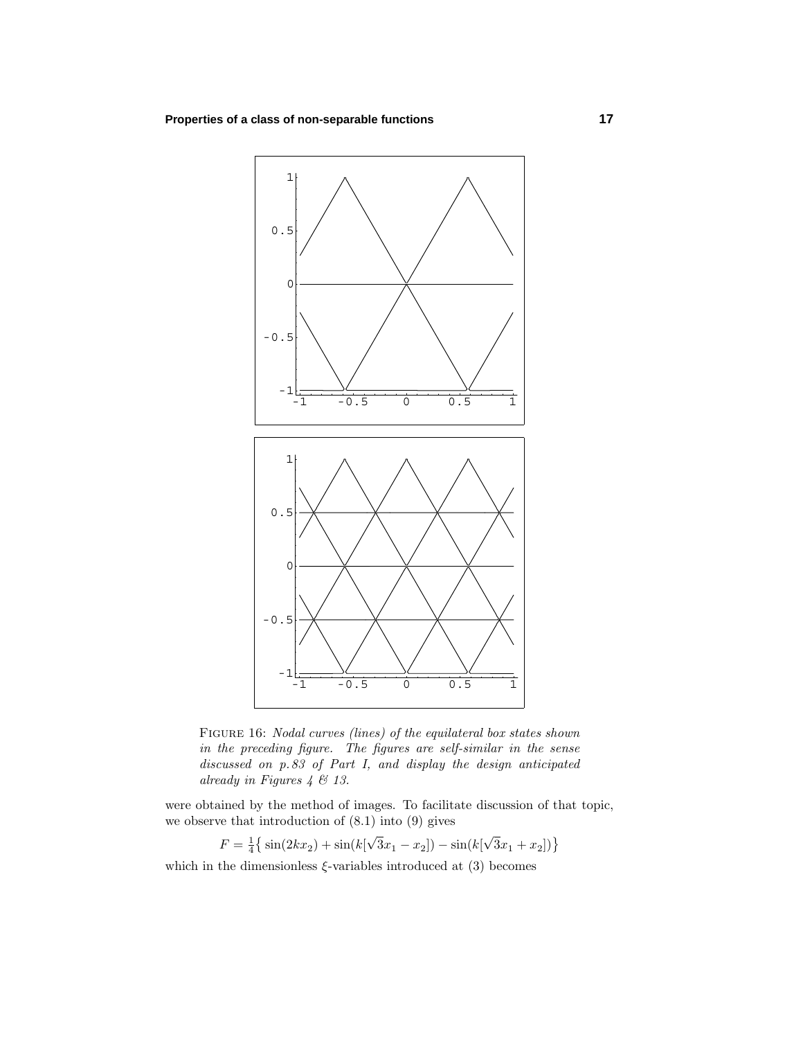FIGURE 16: *Nodal curves (lines) of the equilateral box states shown in the preceding figure. The figures are self-similar in the sense discussed on p. 83 of Part I, and display the design anticipated already in Figures 4 & 13.*

were obtained by the method of images. To facilitate discussion of that topic, we observe that introduction of (8.1) into (9) gives

$$F = \tfrac{1}{4}\big\{\sin(2kx_2) + \sin(k[\sqrt{3}x_1 - x_2]) - \sin(k[\sqrt{3}x_1 + x_2])\big\}$$

which in the dimensionless $\xi$-variables introduced at (3) becomes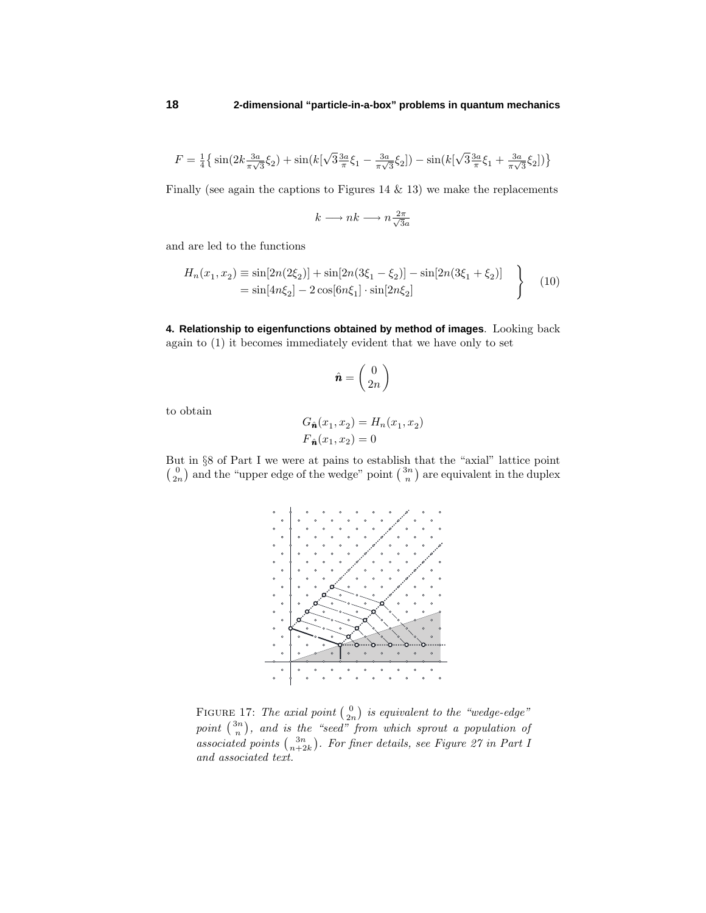$$F = \tfrac{1}{4}\big\{\sin(2k\tfrac{3a}{\pi\sqrt{3}}\xi_2) + \sin(k[\sqrt{3}\tfrac{3a}{\pi}\xi_1 - \tfrac{3a}{\pi\sqrt{3}}\xi_2]) - \sin(k[\sqrt{3}\tfrac{3a}{\pi}\xi_1 + \tfrac{3a}{\pi\sqrt{3}}\xi_2])\big\}$$

Finally (see again the captions to Figures 14 & 13) we make the replacements

$$k \longrightarrow nk \longrightarrow n\tfrac{2\pi}{\sqrt{3}a}$$

and are led to the functions

$$\left.\begin{aligned} H_n(x_1, x_2) &\equiv \sin[2n(2\xi_2)] + \sin[2n(3\xi_1 - \xi_2)] - \sin[2n(3\xi_1 + \xi_2)] \\ &= \sin[4n\xi_2] - 2\cos[6n\xi_1]\cdot\sin[2n\xi_2] \end{aligned}\right\} \tag{10}$$

**4. Relationship to eigenfunctions obtained by method of images**. Looking back again to (1) it becomes immediately evident that we have only to set

$$\hat{\boldsymbol{n}} = \begin{pmatrix} 0 \\ 2n \end{pmatrix}$$

to obtain

$$\begin{aligned} G_{\hat{\boldsymbol{n}}}(x_1, x_2) &= H_n(x_1, x_2) \\ F_{\hat{\boldsymbol{n}}}(x_1, x_2) &= 0 \end{aligned}$$

But in §8 of Part I we were at pains to establish that the "axial" lattice point $\binom{0}{2n}$ and the "upper edge of the wedge" point $\binom{3n}{n}$ are equivalent in the duplex

FIGURE 17: *The axial point* $\binom{0}{2n}$ *is equivalent to the "wedge-edge" point* $\binom{3n}{n}$*, and is the "seed" from which sprout a population of associated points* $\binom{3n}{n+2k}$*. For finer details, see Figure 27 in Part I and associated text.*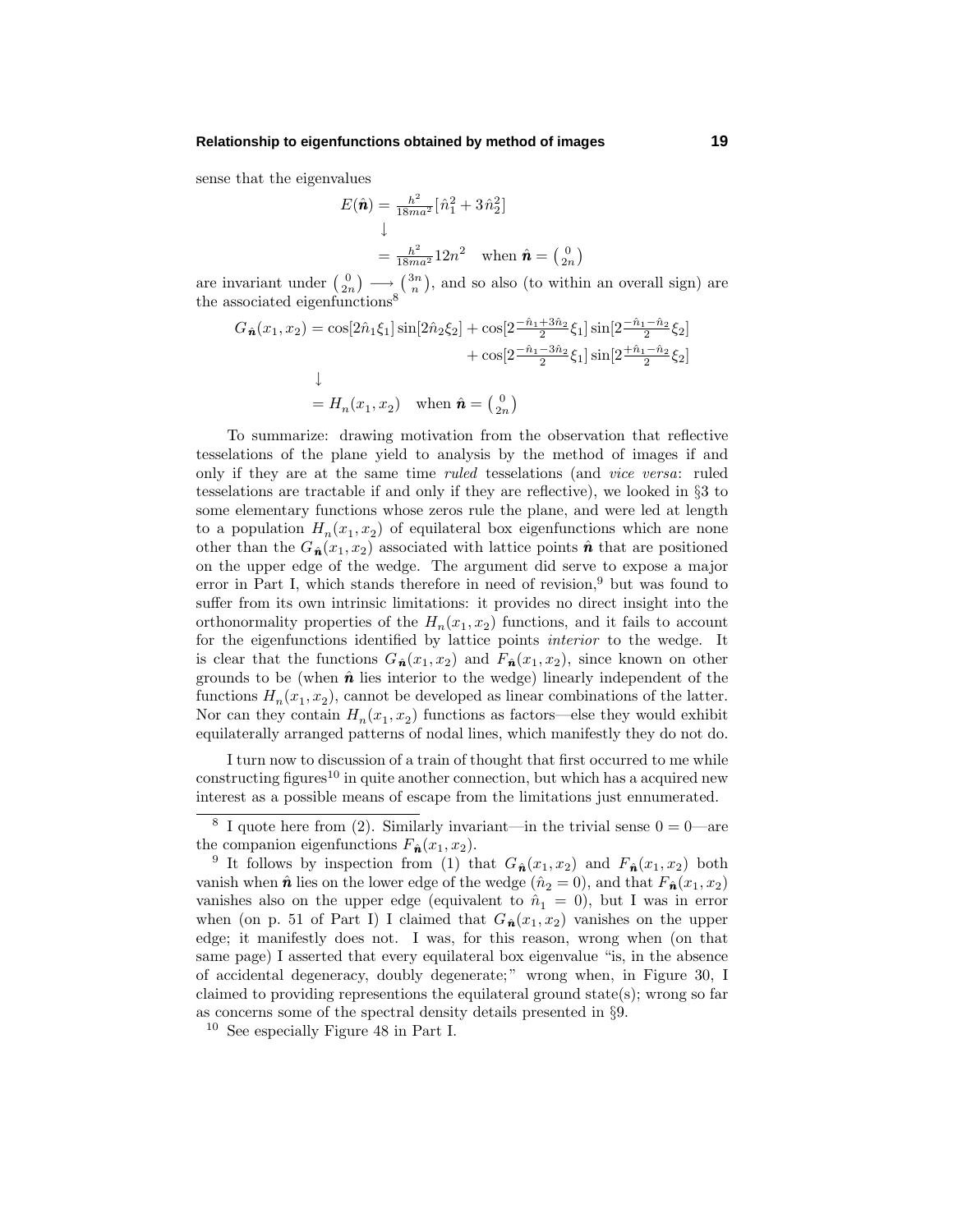sense that the eigenvalues

$$
\begin{aligned}
E(\hat{\boldsymbol{n}}) &= \tfrac{h^2}{18ma^2}[\hat{n}_1^2 + 3\hat{n}_2^2] \\
&\downarrow \\
&= \tfrac{h^2}{18ma^2}12n^2 \quad \text{when } \hat{\boldsymbol{n}} = \left(\begin{smallmatrix} 0 \\ 2n \end{smallmatrix}\right)
\end{aligned}
$$

are invariant under $\left(\begin{smallmatrix} 0 \\ 2n \end{smallmatrix}\right) \longrightarrow \left(\begin{smallmatrix} 3n \\ n \end{smallmatrix}\right)$, and so also (to within an overall sign) are the associated eigenfunctions[8]

$$
\begin{aligned}
G_{\hat{\boldsymbol{n}}}(x_1, x_2) = \cos[2\hat{n}_1\xi_1]\sin[2\hat{n}_2\xi_2] &+ \cos[2\tfrac{-\hat{n}_1+3\hat{n}_2}{2}\xi_1]\sin[2\tfrac{-\hat{n}_1-\hat{n}_2}{2}\xi_2] \\
&+ \cos[2\tfrac{-\hat{n}_1-3\hat{n}_2}{2}\xi_1]\sin[2\tfrac{+\hat{n}_1-\hat{n}_2}{2}\xi_2] \\
\downarrow \quad & \\
= H_n(x_1, x_2) \quad \text{when } \hat{\boldsymbol{n}} = \left(\begin{smallmatrix} 0 \\ 2n \end{smallmatrix}\right) &
\end{aligned}
$$

To summarize: drawing motivation from the observation that reflective tesselations of the plane yield to analysis by the method of images if and only if they are at the same time *ruled* tesselations (and *vice versa*: ruled tesselations are tractable if and only if they are reflective), we looked in §3 to some elementary functions whose zeros rule the plane, and were led at length to a population $H_n(x_1, x_2)$ of equilateral box eigenfunctions which are none other than the $G_{\hat{\boldsymbol{n}}}(x_1, x_2)$ associated with lattice points $\hat{\boldsymbol{n}}$ that are positioned on the upper edge of the wedge. The argument did serve to expose a major error in Part I, which stands therefore in need of revision,[9] but was found to suffer from its own intrinsic limitations: it provides no direct insight into the orthonormality properties of the $H_n(x_1, x_2)$ functions, and it fails to account for the eigenfunctions identified by lattice points *interior* to the wedge. It is clear that the functions $G_{\hat{\boldsymbol{n}}}(x_1, x_2)$ and $F_{\hat{\boldsymbol{n}}}(x_1, x_2)$, since known on other grounds to be (when $\hat{\boldsymbol{n}}$ lies interior to the wedge) linearly independent of the functions $H_n(x_1, x_2)$, cannot be developed as linear combinations of the latter. Nor can they contain $H_n(x_1, x_2)$ functions as factors—else they would exhibit equilaterally arranged patterns of nodal lines, which manifestly they do not do.

I turn now to discussion of a train of thought that first occurred to me while constructing figures[10] in quite another connection, but which has a acquired new interest as a possible means of escape from the limitations just ennumerated.

---

[8] I quote here from (2). Similarly invariant—in the trivial sense $0 = 0$—are the companion eigenfunctions $F_{\hat{\boldsymbol{n}}}(x_1, x_2)$.

[9] It follows by inspection from (1) that $G_{\hat{\boldsymbol{n}}}(x_1, x_2)$ and $F_{\hat{\boldsymbol{n}}}(x_1, x_2)$ both vanish when $\hat{\boldsymbol{n}}$ lies on the lower edge of the wedge ($\hat{n}_2 = 0$), and that $F_{\hat{\boldsymbol{n}}}(x_1, x_2)$ vanishes also on the upper edge (equivalent to $\hat{n}_1 = 0$), but I was in error when (on p. 51 of Part I) I claimed that $G_{\hat{\boldsymbol{n}}}(x_1, x_2)$ vanishes on the upper edge; it manifestly does not. I was, for this reason, wrong when (on that same page) I asserted that every equilateral box eigenvalue "is, in the absence of accidental degeneracy, doubly degenerate;" wrong when, in Figure 30, I claimed to providing represention the equilateral ground state(s); wrong so far as concerns some of the spectral density details presented in §9.

[10] See especially Figure 48 in Part I.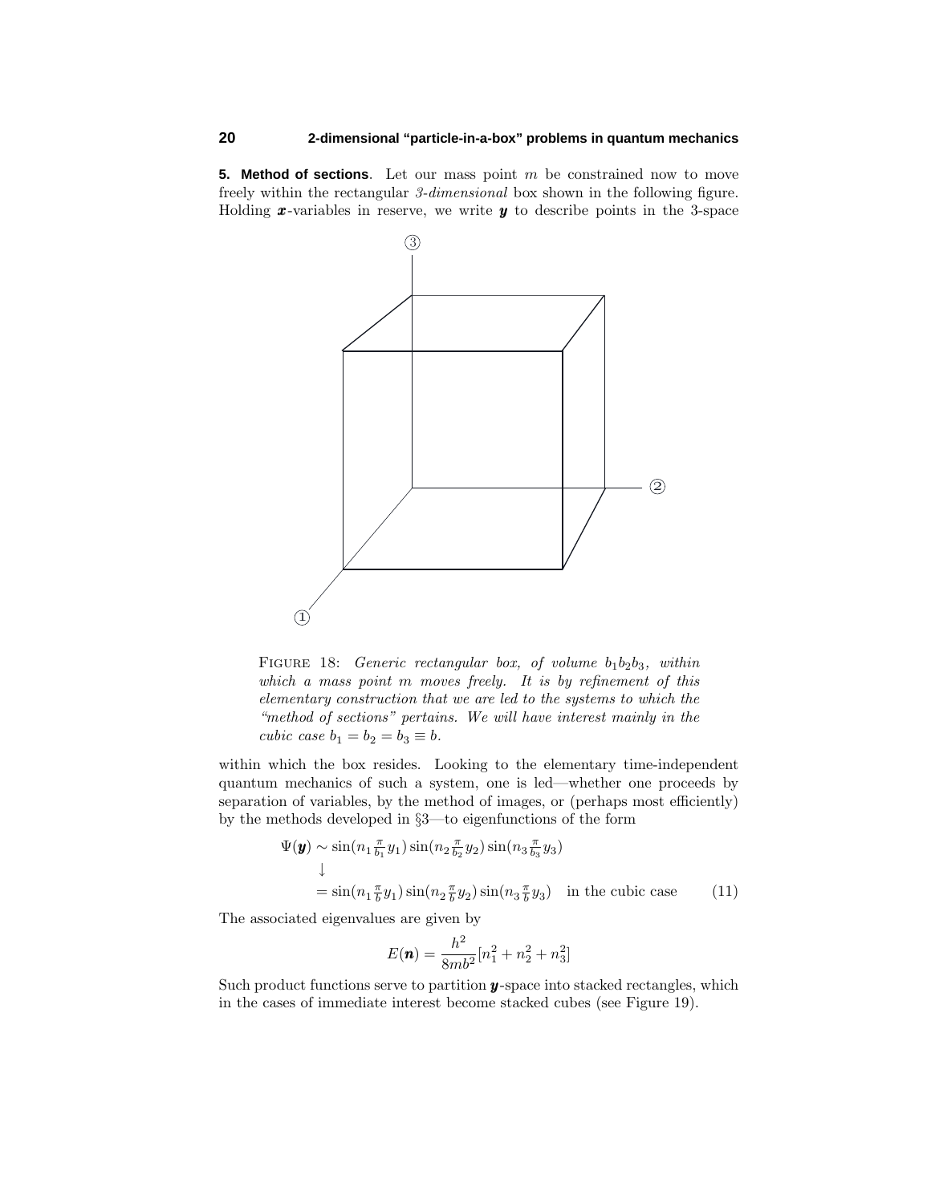**5. Method of sections**. Let our mass point $m$ be constrained now to move freely within the rectangular *3-dimensional* box shown in the following figure. Holding $\boldsymbol{x}$-variables in reserve, we write $\boldsymbol{y}$ to describe points in the 3-space

FIGURE 18: *Generic rectangular box, of volume $b_1 b_2 b_3$, within which a mass point $m$ moves freely. It is by refinement of this elementary construction that we are led to the systems to which the "method of sections" pertains. We will have interest mainly in the cubic case $b_1 = b_2 = b_3 \equiv b$.*

within which the box resides. Looking to the elementary time-independent quantum mechanics of such a system, one is led—whether one proceeds by separation of variables, by the method of images, or (perhaps most efficiently) by the methods developed in §3—to eigenfunctions of the form

$$
\begin{aligned}
\Psi(\boldsymbol{y}) &\sim \sin(n_1 \tfrac{\pi}{b_1} y_1) \sin(n_2 \tfrac{\pi}{b_2} y_2) \sin(n_3 \tfrac{\pi}{b_3} y_3) \\
&\downarrow \\
&= \sin(n_1 \tfrac{\pi}{b} y_1) \sin(n_2 \tfrac{\pi}{b} y_2) \sin(n_3 \tfrac{\pi}{b} y_3) \quad \text{in the cubic case} \qquad (11)
\end{aligned}
$$

The associated eigenvalues are given by

$$
E(\boldsymbol{n}) = \frac{h^2}{8mb^2}[n_1^2 + n_2^2 + n_3^2]
$$

Such product functions serve to partition $\boldsymbol{y}$-space into stacked rectangles, which in the cases of immediate interest become stacked cubes (see Figure 19).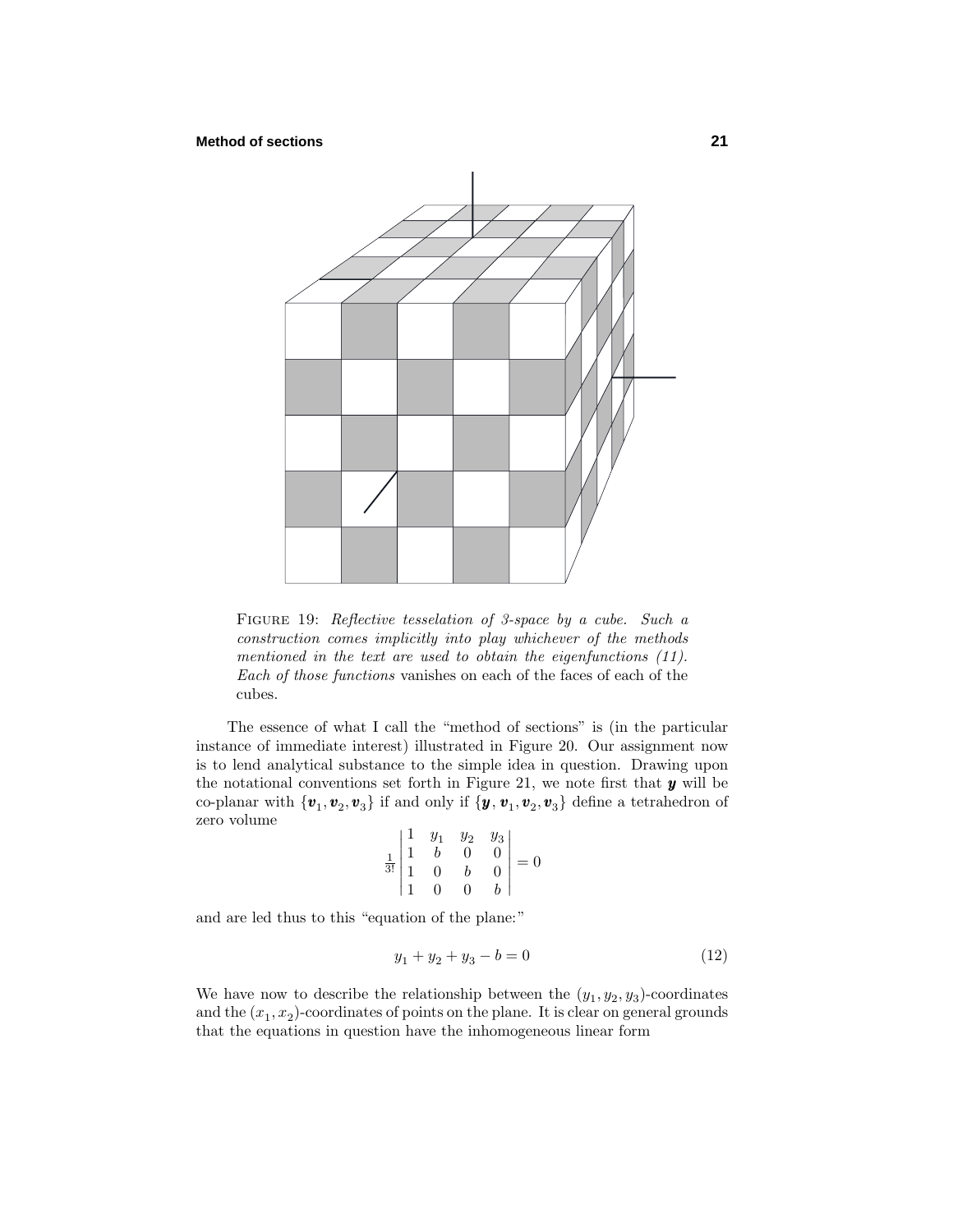FIGURE 19: *Reflective tesselation of 3-space by a cube. Such a construction comes implicitly into play whichever of the methods mentioned in the text are used to obtain the eigenfunctions (11). Each of those functions* vanishes on each of the faces of each of the cubes.

The essence of what I call the "method of sections" is (in the particular instance of immediate interest) illustrated in Figure 20. Our assignment now is to lend analytical substance to the simple idea in question. Drawing upon the notational conventions set forth in Figure 21, we note first that $\boldsymbol{y}$ will be co-planar with $\{\boldsymbol{v}_1, \boldsymbol{v}_2, \boldsymbol{v}_3\}$ if and only if $\{\boldsymbol{y}, \boldsymbol{v}_1, \boldsymbol{v}_2, \boldsymbol{v}_3\}$ define a tetrahedron of zero volume

$$\frac{1}{3!}\begin{vmatrix} 1 & y_1 & y_2 & y_3 \\ 1 & b & 0 & 0 \\ 1 & 0 & b & 0 \\ 1 & 0 & 0 & b \end{vmatrix} = 0$$

and are led thus to this "equation of the plane:"

$$y_1 + y_2 + y_3 - b = 0 \tag{12}$$

We have now to describe the relationship between the $(y_1, y_2, y_3)$-coordinates and the $(x_1, x_2)$-coordinates of points on the plane. It is clear on general grounds that the equations in question have the inhomogeneous linear form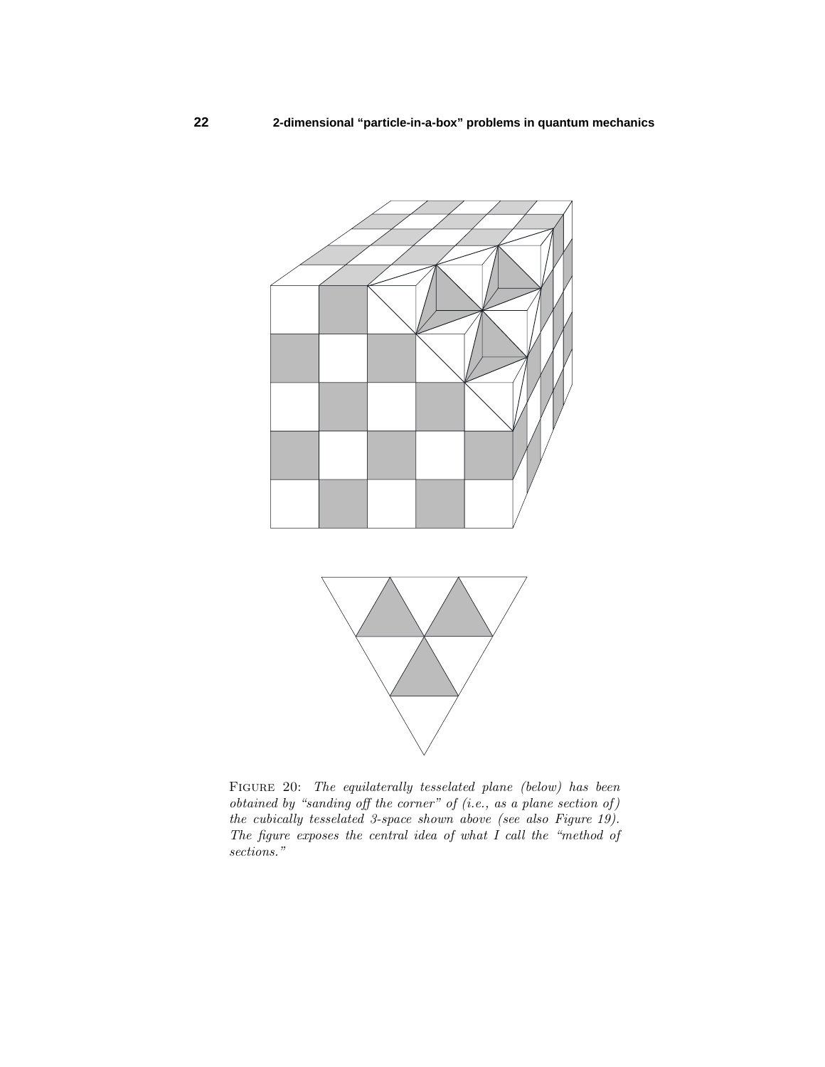FIGURE 20: *The equilaterally tesselated plane (below) has been obtained by "sanding off the corner" of (i.e., as a plane section of) the cubically tesselated 3-space shown above (see also Figure 19). The figure exposes the central idea of what I call the "method of sections."*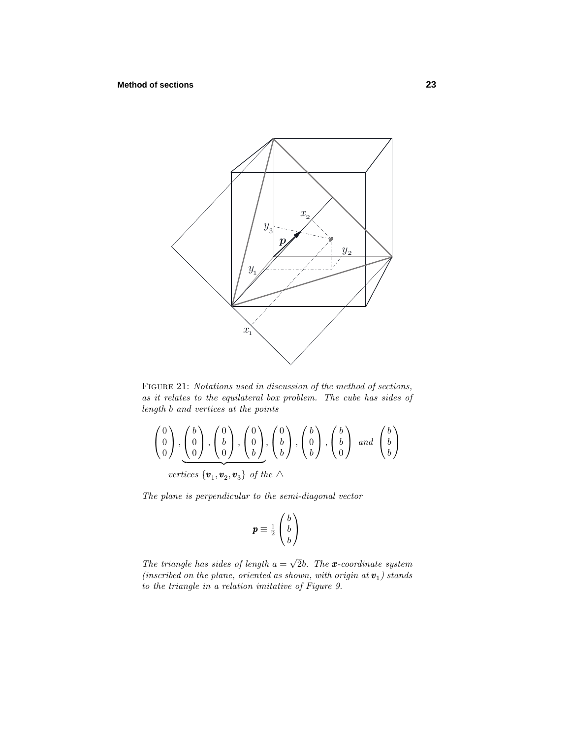FIGURE 21: *Notations used in discussion of the method of sections, as it relates to the equilateral box problem. The cube has sides of length $b$ and vertices at the points*

$$\begin{pmatrix}0\\0\\0\end{pmatrix},\ \underbrace{\begin{pmatrix}b\\0\\0\end{pmatrix},\ \begin{pmatrix}0\\b\\0\end{pmatrix},\ \begin{pmatrix}0\\0\\b\end{pmatrix}}_{\text{vertices } \{\boldsymbol{v}_1,\boldsymbol{v}_2,\boldsymbol{v}_3\} \text{ of the } \triangle},\ \begin{pmatrix}0\\b\\b\end{pmatrix},\ \begin{pmatrix}b\\0\\b\end{pmatrix},\ \begin{pmatrix}b\\b\\0\end{pmatrix} \text{ and } \begin{pmatrix}b\\b\\b\end{pmatrix}$$

*The plane is perpendicular to the semi-diagonal vector*

$$\boldsymbol{p} \equiv \tfrac{1}{2}\begin{pmatrix}b\\b\\b\end{pmatrix}$$

*The triangle has sides of length $a = \sqrt{2}b$. The $\boldsymbol{x}$-coordinate system (inscribed on the plane, oriented as shown, with origin at $\boldsymbol{v}_1$) stands to the triangle in a relation imitative of Figure 9.*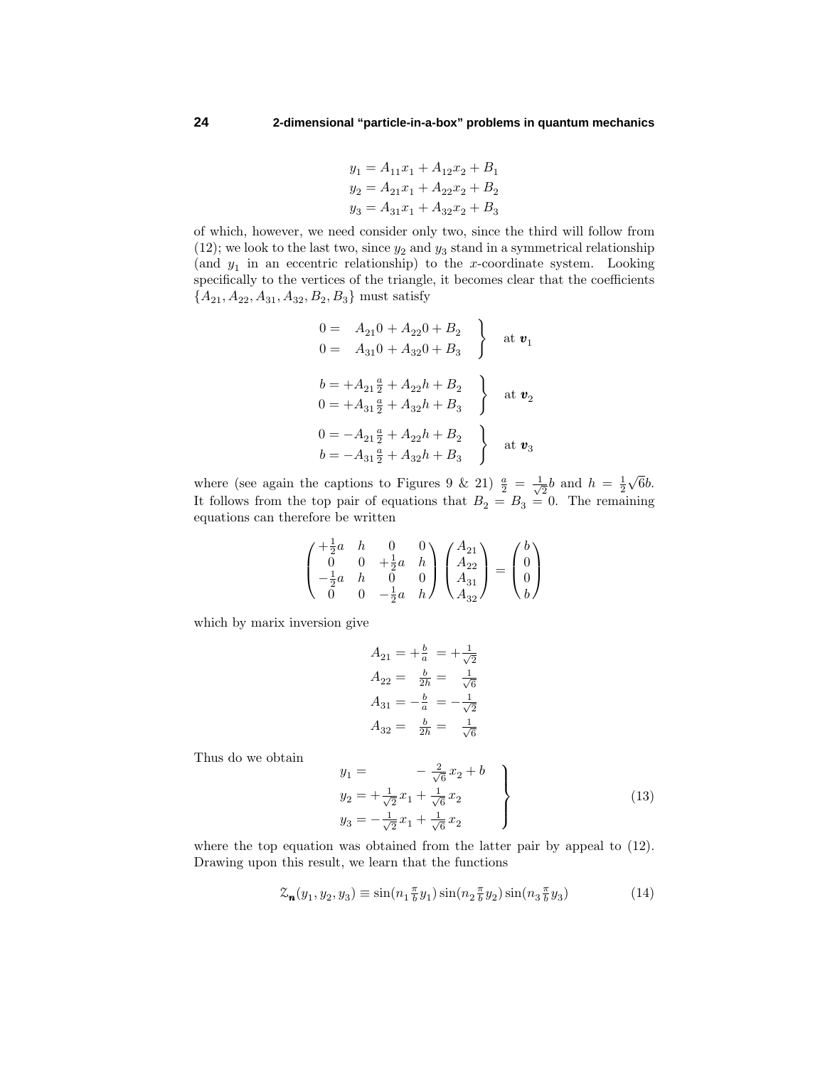$$
\begin{aligned}
y_1 &= A_{11}x_1 + A_{12}x_2 + B_1\\
y_2 &= A_{21}x_1 + A_{22}x_2 + B_2\\
y_3 &= A_{31}x_1 + A_{32}x_2 + B_3
\end{aligned}
$$

of which, however, we need consider only two, since the third will follow from (12); we look to the last two, since $y_2$ and $y_3$ stand in a symmetrical relationship (and $y_1$ in an eccentric relationship) to the $x$-coordinate system. Looking specifically to the vertices of the triangle, it becomes clear that the coefficients $\{A_{21}, A_{22}, A_{31}, A_{32}, B_2, B_3\}$ must satisfy

$$
\left.\begin{aligned}
0 &= \quad A_{21}0 + A_{22}0 + B_2\\
0 &= \quad A_{31}0 + A_{32}0 + B_3
\end{aligned}\right\} \quad \text{at } \boldsymbol{v}_1
$$

$$
\left.\begin{aligned}
b &= +A_{21}\tfrac{a}{2} + A_{22}h + B_2\\
0 &= +A_{31}\tfrac{a}{2} + A_{32}h + B_3
\end{aligned}\right\} \quad \text{at } \boldsymbol{v}_2
$$

$$
\left.\begin{aligned}
0 &= -A_{21}\tfrac{a}{2} + A_{22}h + B_2\\
b &= -A_{31}\tfrac{a}{2} + A_{32}h + B_3
\end{aligned}\right\} \quad \text{at } \boldsymbol{v}_3
$$

where (see again the captions to Figures 9 & 21) $\frac{a}{2} = \frac{1}{\sqrt{2}}b$ and $h = \frac{1}{2}\sqrt{6}b$. It follows from the top pair of equations that $B_2 = B_3 = 0$. The remaining equations can therefore be written

$$
\begin{pmatrix}
+\frac{1}{2}a & h & 0 & 0\\
0 & 0 & +\frac{1}{2}a & h\\
-\frac{1}{2}a & h & 0 & 0\\
0 & 0 & -\frac{1}{2}a & h
\end{pmatrix}
\begin{pmatrix}
A_{21}\\ A_{22}\\ A_{31}\\ A_{32}
\end{pmatrix}
=
\begin{pmatrix}
b\\ 0\\ 0\\ b
\end{pmatrix}
$$

which by marix inversion give

$$
\begin{aligned}
A_{21} &= +\tfrac{b}{a} = +\tfrac{1}{\sqrt{2}}\\
A_{22} &= \tfrac{b}{2h} = \tfrac{1}{\sqrt{6}}\\
A_{31} &= -\tfrac{b}{a} = -\tfrac{1}{\sqrt{2}}\\
A_{32} &= \tfrac{b}{2h} = \tfrac{1}{\sqrt{6}}
\end{aligned}
$$

Thus do we obtain

$$
\left.\begin{aligned}
y_1 &= \qquad\quad\; -\tfrac{2}{\sqrt{6}}x_2 + b\\
y_2 &= +\tfrac{1}{\sqrt{2}}x_1 + \tfrac{1}{\sqrt{6}}x_2\\
y_3 &= -\tfrac{1}{\sqrt{2}}x_1 + \tfrac{1}{\sqrt{6}}x_2
\end{aligned}\right\} \tag{13}
$$

where the top equation was obtained from the latter pair by appeal to (12). Drawing upon this result, we learn that the functions

$$
\mathcal{Z}_{\boldsymbol{n}}(y_1, y_2, y_3) \equiv \sin(n_1 \tfrac{\pi}{b} y_1)\sin(n_2 \tfrac{\pi}{b} y_2)\sin(n_3 \tfrac{\pi}{b} y_3) \tag{14}
$$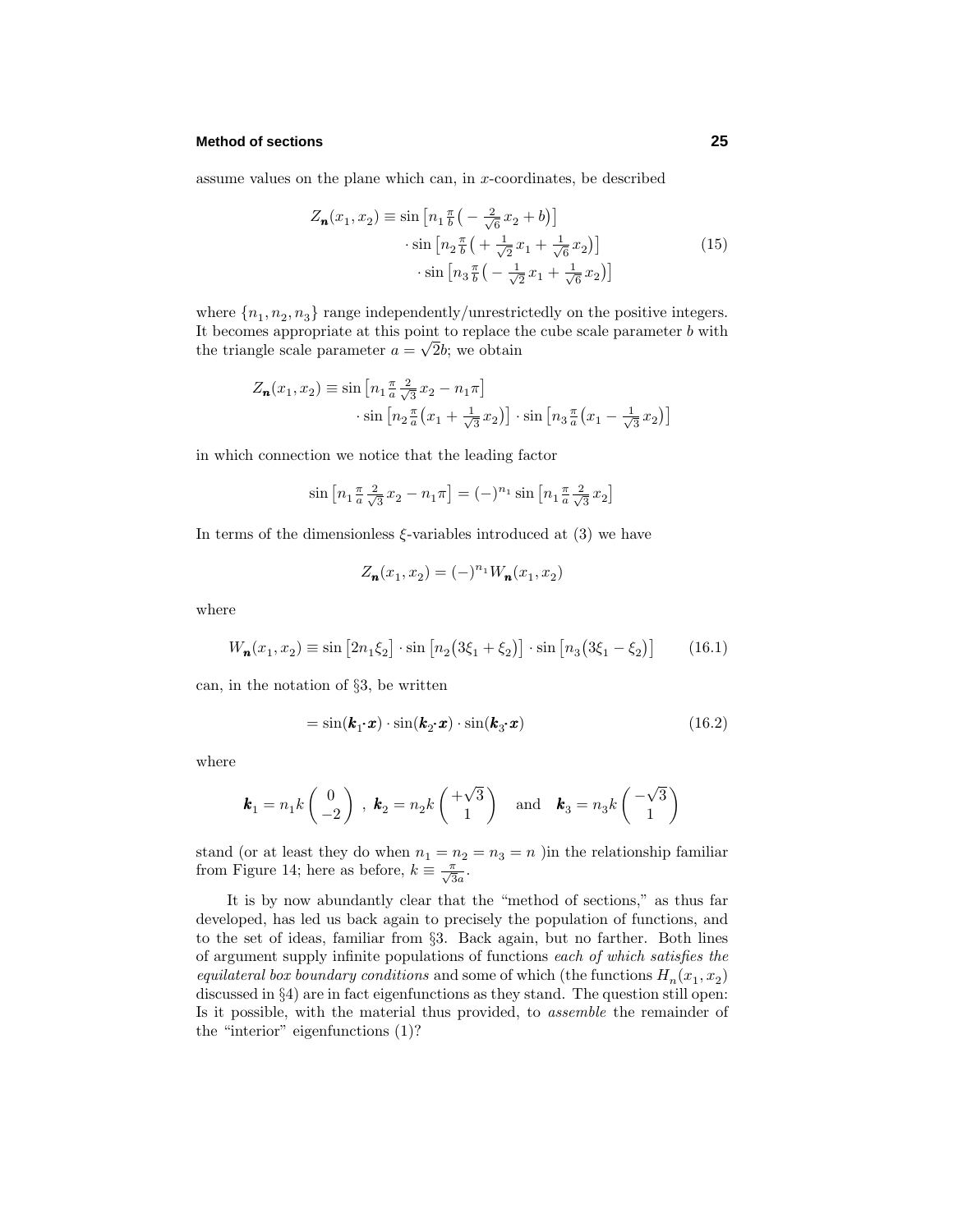assume values on the plane which can, in $x$-coordinates, be described

$$
\begin{aligned}
Z_{\boldsymbol{n}}(x_1, x_2) \equiv \sin\big[n_1 \tfrac{\pi}{b}\big(-\tfrac{2}{\sqrt{6}}x_2 + b\big)\big] \\
\cdot \sin\big[n_2 \tfrac{\pi}{b}\big(+\tfrac{1}{\sqrt{2}}x_1 + \tfrac{1}{\sqrt{6}}x_2\big)\big] \\
\cdot \sin\big[n_3 \tfrac{\pi}{b}\big(-\tfrac{1}{\sqrt{2}}x_1 + \tfrac{1}{\sqrt{6}}x_2\big)\big]
\end{aligned}
\tag{15}
$$

where $\{n_1, n_2, n_3\}$ range independently/unrestrictedly on the positive integers. It becomes appropriate at this point to replace the cube scale parameter $b$ with the triangle scale parameter $a = \sqrt{2}b$; we obtain

$$
\begin{aligned}
Z_{\boldsymbol{n}}(x_1, x_2) \equiv \sin\big[n_1 \tfrac{\pi}{a}\tfrac{2}{\sqrt{3}}x_2 - n_1\pi\big] \\
\cdot \sin\big[n_2 \tfrac{\pi}{a}\big(x_1 + \tfrac{1}{\sqrt{3}}x_2\big)\big] \cdot \sin\big[n_3 \tfrac{\pi}{a}\big(x_1 - \tfrac{1}{\sqrt{3}}x_2\big)\big]
\end{aligned}
$$

in which connection we notice that the leading factor

$$
\sin\big[n_1 \tfrac{\pi}{a}\tfrac{2}{\sqrt{3}}x_2 - n_1\pi\big] = (-)^{n_1}\sin\big[n_1 \tfrac{\pi}{a}\tfrac{2}{\sqrt{3}}x_2\big]
$$

In terms of the dimensionless $\xi$-variables introduced at (3) we have

$$
Z_{\boldsymbol{n}}(x_1, x_2) = (-)^{n_1} W_{\boldsymbol{n}}(x_1, x_2)
$$

where

$$
W_{\boldsymbol{n}}(x_1, x_2) \equiv \sin\big[2n_1\xi_2\big] \cdot \sin\big[n_2\big(3\xi_1 + \xi_2\big)\big] \cdot \sin\big[n_3\big(3\xi_1 - \xi_2\big)\big] \tag{16.1}
$$

can, in the notation of §3, be written

$$
= \sin(\boldsymbol{k}_1 \cdot \boldsymbol{x}) \cdot \sin(\boldsymbol{k}_2 \cdot \boldsymbol{x}) \cdot \sin(\boldsymbol{k}_3 \cdot \boldsymbol{x}) \tag{16.2}
$$

where

$$
\boldsymbol{k}_1 = n_1 k \begin{pmatrix} 0 \\ -2 \end{pmatrix}, \ \boldsymbol{k}_2 = n_2 k \begin{pmatrix} +\sqrt{3} \\ 1 \end{pmatrix} \quad \text{and} \quad \boldsymbol{k}_3 = n_3 k \begin{pmatrix} -\sqrt{3} \\ 1 \end{pmatrix}
$$

stand (or at least they do when $n_1 = n_2 = n_3 = n$ )in the relationship familiar from Figure 14; here as before, $k \equiv \frac{\pi}{\sqrt{3}a}$.

It is by now abundantly clear that the "method of sections," as thus far developed, has led us back again to precisely the population of functions, and to the set of ideas, familiar from §3. Back again, but no farther. Both lines of argument supply infinite populations of functions *each of which satisfies the equilateral box boundary conditions* and some of which (the functions $H_n(x_1, x_2)$ discussed in §4) are in fact eigenfunctions as they stand. The question still open: Is it possible, with the material thus provided, to *assemble* the remainder of the "interior" eigenfunctions (1)?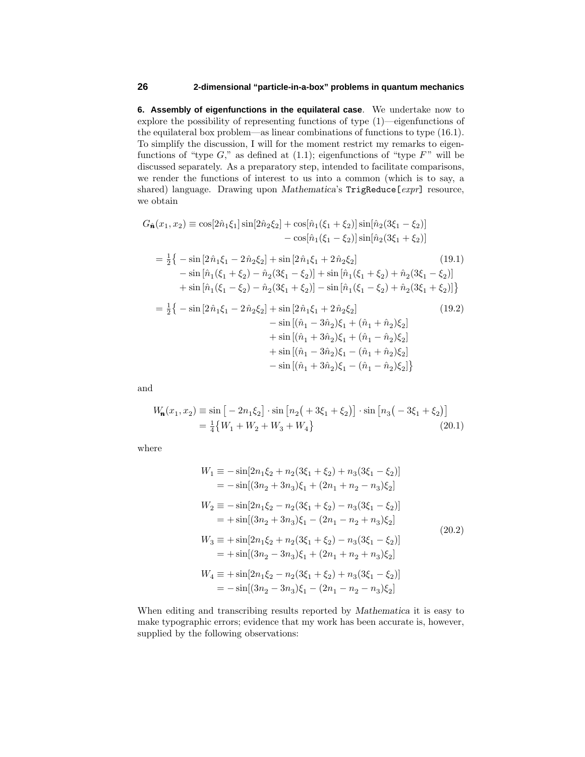**6. Assembly of eigenfunctions in the equilateral case**. We undertake now to explore the possibility of representing functions of type (1)—eigenfunctions of the equilateral box problem—as linear combinations of functions to type (16.1). To simplify the discussion, I will for the moment restrict my remarks to eigenfunctions of "type $G$," as defined at (1.1); eigenfunctions of "type $F$" will be discussed separately. As a preparatory step, intended to facilitate comparisons, we render the functions of interest to us into a common (which is to say, a shared) language. Drawing upon *Mathematica*'s `TrigReduce[expr]` resource, we obtain

$$
\begin{aligned}
G_{\hat{\boldsymbol{n}}}(x_1,x_2) &\equiv \cos[2\hat{n}_1\xi_1]\sin[2\hat{n}_2\xi_2] + \cos[\hat{n}_1(\xi_1+\xi_2)]\sin[\hat{n}_2(3\xi_1-\xi_2)] \\
&\qquad\qquad - \cos[\hat{n}_1(\xi_1-\xi_2)]\sin[\hat{n}_2(3\xi_1+\xi_2)]
\end{aligned}
$$

$$
\begin{aligned}
= \tfrac{1}{2}\big\{ &-\sin[2\hat{n}_1\xi_1 - 2\hat{n}_2\xi_2] + \sin[2\hat{n}_1\xi_1 + 2\hat{n}_2\xi_2] \\
&-\sin[\hat{n}_1(\xi_1+\xi_2) - \hat{n}_2(3\xi_1-\xi_2)] + \sin[\hat{n}_1(\xi_1+\xi_2) + \hat{n}_2(3\xi_1-\xi_2)] \\
&+\sin[\hat{n}_1(\xi_1-\xi_2) - \hat{n}_2(3\xi_1+\xi_2)] - \sin[\hat{n}_1(\xi_1-\xi_2) + \hat{n}_2(3\xi_1+\xi_2)]\big\}
\end{aligned}
\tag{19.1}
$$

$$
\begin{aligned}
= \tfrac{1}{2}\big\{ &-\sin[2\hat{n}_1\xi_1 - 2\hat{n}_2\xi_2] + \sin[2\hat{n}_1\xi_1 + 2\hat{n}_2\xi_2] \\
&\qquad -\sin[(\hat{n}_1-3\hat{n}_2)\xi_1 + (\hat{n}_1+\hat{n}_2)\xi_2] \\
&\qquad +\sin[(\hat{n}_1+3\hat{n}_2)\xi_1 + (\hat{n}_1-\hat{n}_2)\xi_2] \\
&\qquad +\sin[(\hat{n}_1-3\hat{n}_2)\xi_1 - (\hat{n}_1+\hat{n}_2)\xi_2] \\
&\qquad -\sin[(\hat{n}_1+3\hat{n}_2)\xi_1 - (\hat{n}_1-\hat{n}_2)\xi_2]\big\}
\end{aligned}
\tag{19.2}
$$

and

$$
\begin{aligned}
W_{\boldsymbol{n}}(x_1,x_2) &\equiv \sin\big[-2n_1\xi_2\big]\cdot\sin\big[n_2\big(+3\xi_1+\xi_2\big)\big]\cdot\sin\big[n_3\big(-3\xi_1+\xi_2\big)\big] \\
&= \tfrac{1}{4}\big\{W_1 + W_2 + W_3 + W_4\big\}
\end{aligned}
\tag{20.1}
$$

where

$$
\begin{aligned}
W_1 &\equiv -\sin[2n_1\xi_2 + n_2(3\xi_1+\xi_2) + n_3(3\xi_1-\xi_2)] \\
&= -\sin[(3n_2+3n_3)\xi_1 + (2n_1+n_2-n_3)\xi_2] \\
W_2 &\equiv -\sin[2n_1\xi_2 - n_2(3\xi_1+\xi_2) - n_3(3\xi_1-\xi_2)] \\
&= +\sin[(3n_2+3n_3)\xi_1 - (2n_1-n_2+n_3)\xi_2] \\
W_3 &\equiv +\sin[2n_1\xi_2 + n_2(3\xi_1+\xi_2) - n_3(3\xi_1-\xi_2)] \\
&= +\sin[(3n_2-3n_3)\xi_1 + (2n_1+n_2+n_3)\xi_2] \\
W_4 &\equiv +\sin[2n_1\xi_2 - n_2(3\xi_1+\xi_2) + n_3(3\xi_1-\xi_2)] \\
&= -\sin[(3n_2-3n_3)\xi_1 - (2n_1-n_2-n_3)\xi_2]
\end{aligned}
\tag{20.2}
$$

When editing and transcribing results reported by *Mathematica* it is easy to make typographic errors; evidence that my work has been accurate is, however, supplied by the following observations: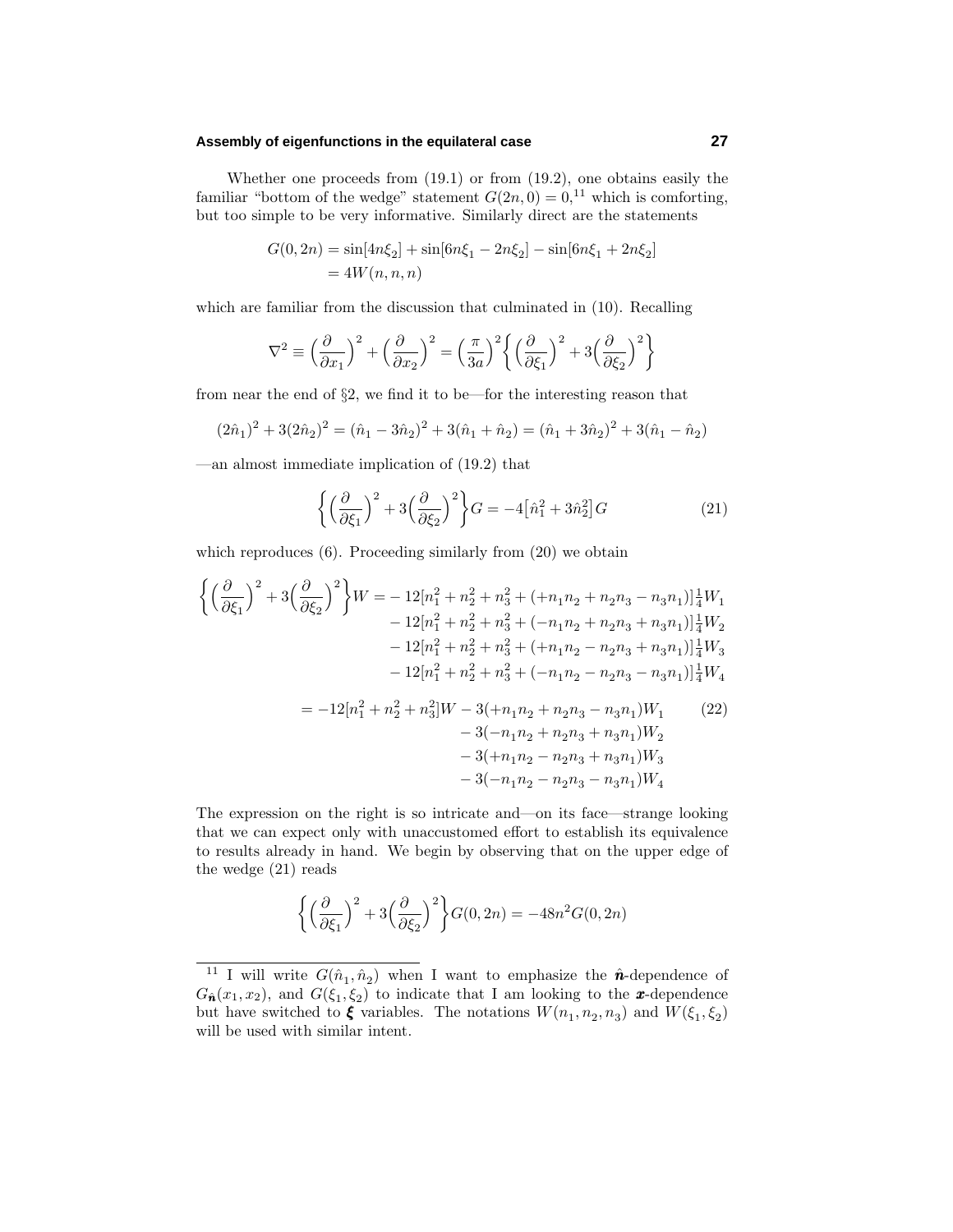Whether one proceeds from (19.1) or from (19.2), one obtains easily the familiar "bottom of the wedge" statement $G(2n, 0) = 0$,[11] which is comforting, but too simple to be very informative. Similarly direct are the statements

$$
\begin{aligned}
G(0, 2n) &= \sin[4n\xi_2] + \sin[6n\xi_1 - 2n\xi_2] - \sin[6n\xi_1 + 2n\xi_2] \\
&= 4W(n, n, n)
\end{aligned}
$$

which are familiar from the discussion that culminated in (10). Recalling

$$
\nabla^2 \equiv \Big(\frac{\partial}{\partial x_1}\Big)^2 + \Big(\frac{\partial}{\partial x_2}\Big)^2 = \Big(\frac{\pi}{3a}\Big)^2 \Big\{ \Big(\frac{\partial}{\partial \xi_1}\Big)^2 + 3\Big(\frac{\partial}{\partial \xi_2}\Big)^2 \Big\}
$$

from near the end of §2, we find it to be—for the interesting reason that

$$
(2\hat{n}_1)^2 + 3(2\hat{n}_2)^2 = (\hat{n}_1 - 3\hat{n}_2)^2 + 3(\hat{n}_1 + \hat{n}_2) = (\hat{n}_1 + 3\hat{n}_2)^2 + 3(\hat{n}_1 - \hat{n}_2)
$$

—an almost immediate implication of (19.2) that

$$
\Big\{ \Big(\frac{\partial}{\partial \xi_1}\Big)^2 + 3\Big(\frac{\partial}{\partial \xi_2}\Big)^2 \Big\} G = -4\big[\hat{n}_1^2 + 3\hat{n}_2^2\big] G \tag{21}
$$

which reproduces (6). Proceeding similarly from (20) we obtain

$$
\begin{aligned}
\Big\{ \Big(\frac{\partial}{\partial \xi_1}\Big)^2 + 3\Big(\frac{\partial}{\partial \xi_2}\Big)^2 \Big\} W = &-12[n_1^2 + n_2^2 + n_3^2 + (+n_1 n_2 + n_2 n_3 - n_3 n_1)]\tfrac{1}{4} W_1 \\
&-12[n_1^2 + n_2^2 + n_3^2 + (-n_1 n_2 + n_2 n_3 + n_3 n_1)]\tfrac{1}{4} W_2 \\
&-12[n_1^2 + n_2^2 + n_3^2 + (+n_1 n_2 - n_2 n_3 + n_3 n_1)]\tfrac{1}{4} W_3 \\
&-12[n_1^2 + n_2^2 + n_3^2 + (-n_1 n_2 - n_2 n_3 - n_3 n_1)]\tfrac{1}{4} W_4 \\
= -12[n_1^2 + n_2^2 + n_3^2] W &- 3(+n_1 n_2 + n_2 n_3 - n_3 n_1) W_1 \\
&- 3(-n_1 n_2 + n_2 n_3 + n_3 n_1) W_2 \\
&- 3(+n_1 n_2 - n_2 n_3 + n_3 n_1) W_3 \\
&- 3(-n_1 n_2 - n_2 n_3 - n_3 n_1) W_4
\end{aligned} \tag{22}
$$

The expression on the right is so intricate and—on its face—strange looking that we can expect only with unaccustomed effort to establish its equivalence to results already in hand. We begin by observing that on the upper edge of the wedge (21) reads

$$
\Big\{ \Big(\frac{\partial}{\partial \xi_1}\Big)^2 + 3\Big(\frac{\partial}{\partial \xi_2}\Big)^2 \Big\} G(0, 2n) = -48n^2 G(0, 2n)
$$

---

[11] I will write $G(\hat{n}_1, \hat{n}_2)$ when I want to emphasize the $\hat{\boldsymbol{n}}$-dependence of $G_{\hat{\boldsymbol{n}}}(x_1, x_2)$, and $G(\xi_1, \xi_2)$ to indicate that I am looking to the $\boldsymbol{x}$-dependence but have switched to $\boldsymbol{\xi}$ variables. The notations $W(n_1, n_2, n_3)$ and $W(\xi_1, \xi_2)$ will be used with similar intent.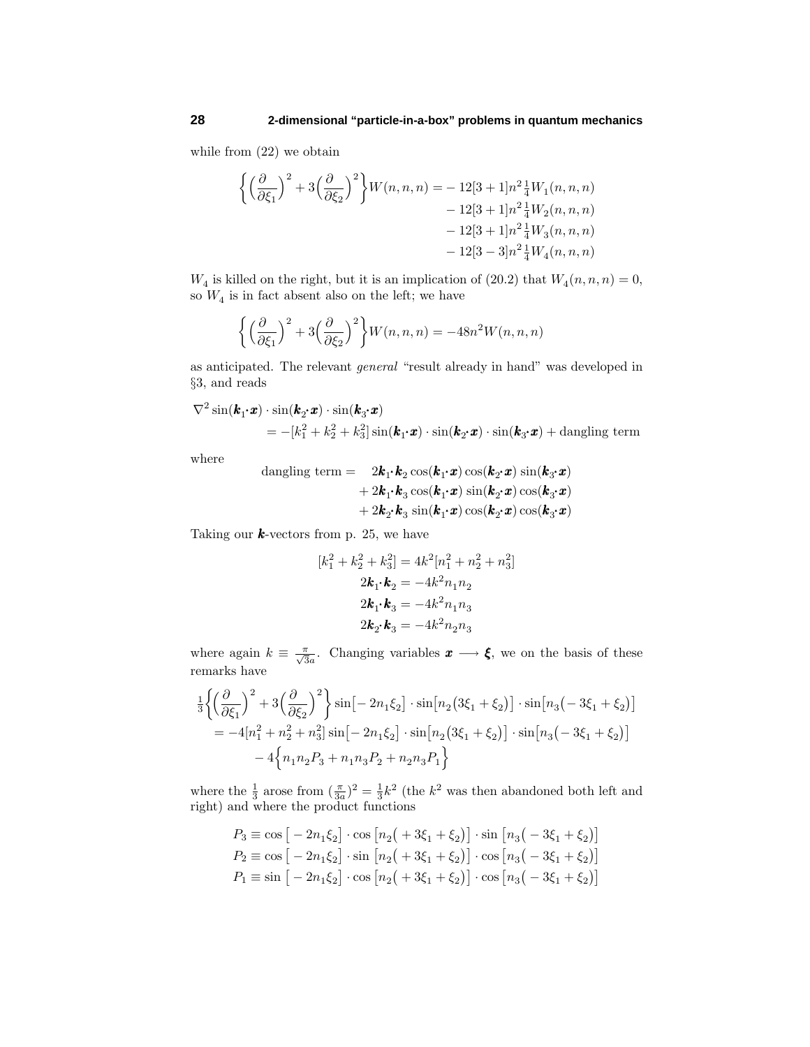while from (22) we obtain

$$
\begin{aligned}
\left\{\Big(\frac{\partial}{\partial\xi_1}\Big)^2+3\Big(\frac{\partial}{\partial\xi_2}\Big)^2\right\}W(n,n,n)=&-12[3+1]n^2\tfrac{1}{4}W_1(n,n,n)\\
&-12[3+1]n^2\tfrac{1}{4}W_2(n,n,n)\\
&-12[3+1]n^2\tfrac{1}{4}W_3(n,n,n)\\
&-12[3-3]n^2\tfrac{1}{4}W_4(n,n,n)
\end{aligned}
$$

$W_4$ is killed on the right, but it is an implication of (20.2) that $W_4(n,n,n)=0$, so $W_4$ is in fact absent also on the left; we have

$$
\left\{\Big(\frac{\partial}{\partial\xi_1}\Big)^2+3\Big(\frac{\partial}{\partial\xi_2}\Big)^2\right\}W(n,n,n)=-48n^2W(n,n,n)
$$

as anticipated. The relevant *general* "result already in hand" was developed in §3, and reads

$$
\begin{aligned}
&\nabla^2\sin(\boldsymbol{k}_1\cdot\boldsymbol{x})\cdot\sin(\boldsymbol{k}_2\cdot\boldsymbol{x})\cdot\sin(\boldsymbol{k}_3\cdot\boldsymbol{x})\\
&\qquad=-[k_1^2+k_2^2+k_3^2]\sin(\boldsymbol{k}_1\cdot\boldsymbol{x})\cdot\sin(\boldsymbol{k}_2\cdot\boldsymbol{x})\cdot\sin(\boldsymbol{k}_3\cdot\boldsymbol{x})+\text{dangling term}
\end{aligned}
$$

where

$$
\begin{aligned}
\text{dangling term}=\;&2\boldsymbol{k}_1\cdot\boldsymbol{k}_2\cos(\boldsymbol{k}_1\cdot\boldsymbol{x})\cos(\boldsymbol{k}_2\cdot\boldsymbol{x})\sin(\boldsymbol{k}_3\cdot\boldsymbol{x})\\
&+2\boldsymbol{k}_1\cdot\boldsymbol{k}_3\cos(\boldsymbol{k}_1\cdot\boldsymbol{x})\sin(\boldsymbol{k}_2\cdot\boldsymbol{x})\cos(\boldsymbol{k}_3\cdot\boldsymbol{x})\\
&+2\boldsymbol{k}_2\cdot\boldsymbol{k}_3\sin(\boldsymbol{k}_1\cdot\boldsymbol{x})\cos(\boldsymbol{k}_2\cdot\boldsymbol{x})\cos(\boldsymbol{k}_3\cdot\boldsymbol{x})
\end{aligned}
$$

Taking our $\boldsymbol{k}$-vectors from p. 25, we have

$$
\begin{aligned}
[k_1^2+k_2^2+k_3^2]&=4k^2[n_1^2+n_2^2+n_3^2]\\
2\boldsymbol{k}_1\cdot\boldsymbol{k}_2&=-4k^2n_1n_2\\
2\boldsymbol{k}_1\cdot\boldsymbol{k}_3&=-4k^2n_1n_3\\
2\boldsymbol{k}_2\cdot\boldsymbol{k}_3&=-4k^2n_2n_3
\end{aligned}
$$

where again $k\equiv\frac{\pi}{\sqrt{3}a}$. Changing variables $\boldsymbol{x}\longrightarrow\boldsymbol{\xi}$, we on the basis of these remarks have

$$
\begin{aligned}
&\tfrac{1}{3}\left\{\Big(\frac{\partial}{\partial\xi_1}\Big)^2+3\Big(\frac{\partial}{\partial\xi_2}\Big)^2\right\}\sin\big[-2n_1\xi_2\big]\cdot\sin\big[n_2\big(3\xi_1+\xi_2\big)\big]\cdot\sin\big[n_3\big(-3\xi_1+\xi_2\big)\big]\\
&\quad=-4[n_1^2+n_2^2+n_3^2]\sin\big[-2n_1\xi_2\big]\cdot\sin\big[n_2\big(3\xi_1+\xi_2\big)\big]\cdot\sin\big[n_3\big(-3\xi_1+\xi_2\big)\big]\\
&\qquad-4\Big\{n_1n_2P_3+n_1n_3P_2+n_2n_3P_1\Big\}
\end{aligned}
$$

where the $\frac{1}{3}$ arose from $(\frac{\pi}{3a})^2=\frac{1}{3}k^2$ (the $k^2$ was then abandoned both left and right) and where the product functions

$$
\begin{aligned}
P_3&\equiv\cos\big[-2n_1\xi_2\big]\cdot\cos\big[n_2\big(+3\xi_1+\xi_2\big)\big]\cdot\sin\big[n_3\big(-3\xi_1+\xi_2\big)\big]\\
P_2&\equiv\cos\big[-2n_1\xi_2\big]\cdot\sin\big[n_2\big(+3\xi_1+\xi_2\big)\big]\cdot\cos\big[n_3\big(-3\xi_1+\xi_2\big)\big]\\
P_1&\equiv\sin\big[-2n_1\xi_2\big]\cdot\cos\big[n_2\big(+3\xi_1+\xi_2\big)\big]\cdot\cos\big[n_3\big(-3\xi_1+\xi_2\big)\big]
\end{aligned}
$$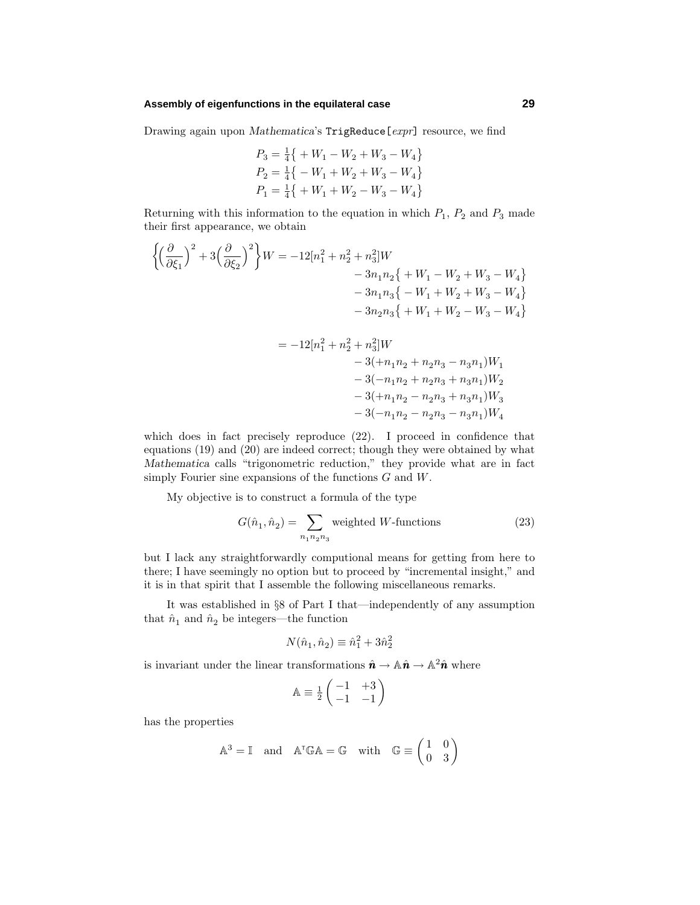Drawing again upon *Mathematica*'s `TrigReduce[expr]` resource, we find

$$
\begin{aligned}
P_3 &= \tfrac{1}{4}\big\{ +W_1 - W_2 + W_3 - W_4 \big\}\\
P_2 &= \tfrac{1}{4}\big\{ -W_1 + W_2 + W_3 - W_4 \big\}\\
P_1 &= \tfrac{1}{4}\big\{ +W_1 + W_2 - W_3 - W_4 \big\}
\end{aligned}
$$

Returning with this information to the equation in which $P_1$, $P_2$ and $P_3$ made their first appearance, we obtain

$$
\begin{aligned}
\Big\{\Big(\frac{\partial}{\partial\xi_1}\Big)^2 + 3\Big(\frac{\partial}{\partial\xi_2}\Big)^2\Big\}W = -12[n_1^2+n_2^2+n_3^2]W&\\
-\,3n_1n_2\big\{ +W_1 - W_2 + W_3 - W_4 \big\}&\\
-\,3n_1n_3\big\{ -W_1 + W_2 + W_3 - W_4 \big\}&\\
-\,3n_2n_3\big\{ +W_1 + W_2 - W_3 - W_4 \big\}&
\end{aligned}
$$

$$
\begin{aligned}
= -12[n_1^2+n_2^2+n_3^2]W&\\
-\,3(+n_1n_2+n_2n_3-n_3n_1)W_1&\\
-\,3(-n_1n_2+n_2n_3+n_3n_1)W_2&\\
-\,3(+n_1n_2-n_2n_3+n_3n_1)W_3&\\
-\,3(-n_1n_2-n_2n_3-n_3n_1)W_4&
\end{aligned}
$$

which does in fact precisely reproduce (22). I proceed in confidence that equations (19) and (20) are indeed correct; though they were obtained by what *Mathematica* calls "trigonometric reduction," they provide what are in fact simply Fourier sine expansions of the functions $G$ and $W$.

My objective is to construct a formula of the type

$$
G(\hat{n}_1,\hat{n}_2) = \sum_{n_1n_2n_3} \text{weighted } W\text{-functions} \tag{23}
$$

but I lack any straightforwardly computional means for getting from here to there; I have seemingly no option but to proceed by "incremental insight," and it is in that spirit that I assemble the following miscellaneous remarks.

It was established in §8 of Part I that—independently of any assumption that $\hat{n}_1$ and $\hat{n}_2$ be integers—the function

$$
N(\hat{n}_1,\hat{n}_2) \equiv \hat{n}_1^2 + 3\hat{n}_2^2
$$

is invariant under the linear transformations $\hat{\boldsymbol{n}} \to \mathbb{A}\hat{\boldsymbol{n}} \to \mathbb{A}^2\hat{\boldsymbol{n}}$ where

$$
\mathbb{A} \equiv \tfrac{1}{2}\begin{pmatrix} -1 & +3\\ -1 & -1\end{pmatrix}
$$

has the properties

$$
\mathbb{A}^3 = \mathbb{I} \quad\text{and}\quad \mathbb{A}^{\mathsf{T}}\mathbb{G}\mathbb{A} = \mathbb{G} \quad\text{with}\quad \mathbb{G} \equiv \begin{pmatrix} 1 & 0\\ 0 & 3\end{pmatrix}
$$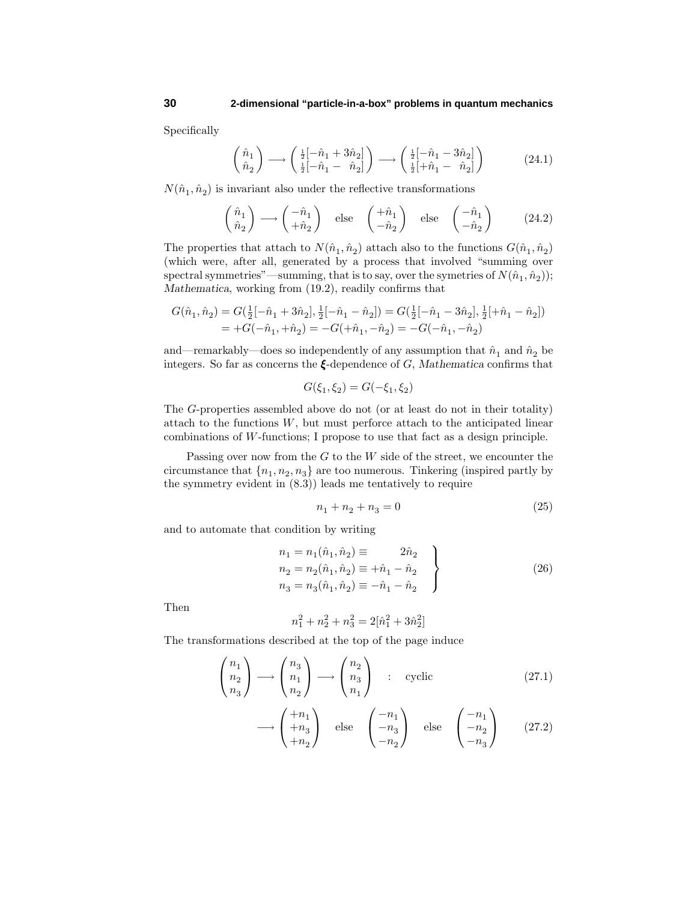Specifically

$$\begin{pmatrix} \hat{n}_1 \\ \hat{n}_2 \end{pmatrix} \longrightarrow \begin{pmatrix} \frac{1}{2}[-\hat{n}_1 + 3\hat{n}_2] \\ \frac{1}{2}[-\hat{n}_1 - \hat{n}_2] \end{pmatrix} \longrightarrow \begin{pmatrix} \frac{1}{2}[-\hat{n}_1 - 3\hat{n}_2] \\ \frac{1}{2}[+\hat{n}_1 - \hat{n}_2] \end{pmatrix} \tag{24.1}$$

$N(\hat{n}_1, \hat{n}_2)$ is invariant also under the reflective transformations

$$\begin{pmatrix} \hat{n}_1 \\ \hat{n}_2 \end{pmatrix} \longrightarrow \begin{pmatrix} -\hat{n}_1 \\ +\hat{n}_2 \end{pmatrix} \quad \text{else} \quad \begin{pmatrix} +\hat{n}_1 \\ -\hat{n}_2 \end{pmatrix} \quad \text{else} \quad \begin{pmatrix} -\hat{n}_1 \\ -\hat{n}_2 \end{pmatrix} \tag{24.2}$$

The properties that attach to $N(\hat{n}_1, \hat{n}_2)$ attach also to the functions $G(\hat{n}_1, \hat{n}_2)$ (which were, after all, generated by a process that involved "summing over spectral symmetries"—summing, that is to say, over the symetries of $N(\hat{n}_1, \hat{n}_2)$); *Mathematica*, working from (19.2), readily confirms that

$$\begin{aligned} G(\hat{n}_1, \hat{n}_2) &= G(\tfrac{1}{2}[-\hat{n}_1 + 3\hat{n}_2], \tfrac{1}{2}[-\hat{n}_1 - \hat{n}_2]) = G(\tfrac{1}{2}[-\hat{n}_1 - 3\hat{n}_2], \tfrac{1}{2}[+\hat{n}_1 - \hat{n}_2]) \\ &= +G(-\hat{n}_1, +\hat{n}_2) = -G(+\hat{n}_1, -\hat{n}_2) = -G(-\hat{n}_1, -\hat{n}_2) \end{aligned}$$

and—remarkably—does so independently of any assumption that $\hat{n}_1$ and $\hat{n}_2$ be integers. So far as concerns the $\boldsymbol{\xi}$-dependence of $G$, *Mathematica* confirms that

$$G(\xi_1, \xi_2) = G(-\xi_1, \xi_2)$$

The $G$-properties assembled above do not (or at least do not in their totality) attach to the functions $W$, but must perforce attach to the anticipated linear combinations of $W$-functions; I propose to use that fact as a design principle.

Passing over now from the $G$ to the $W$ side of the street, we encounter the circumstance that $\{n_1, n_2, n_3\}$ are too numerous. Tinkering (inspired partly by the symmetry evident in (8.3)) leads me tentatively to require

$$n_1 + n_2 + n_3 = 0 \tag{25}$$

and to automate that condition by writing

$$\left.\begin{aligned} n_1 &= n_1(\hat{n}_1, \hat{n}_2) \equiv \phantom{+\hat{n}_1 -{}} 2\hat{n}_2 \\ n_2 &= n_2(\hat{n}_1, \hat{n}_2) \equiv +\hat{n}_1 - \hat{n}_2 \\ n_3 &= n_3(\hat{n}_1, \hat{n}_2) \equiv -\hat{n}_1 - \hat{n}_2 \end{aligned}\right\} \tag{26}$$

Then

$$n_1^2 + n_2^2 + n_3^2 = 2[\hat{n}_1^2 + 3\hat{n}_2^2]$$

The transformations described at the top of the page induce

$$\begin{pmatrix} n_1 \\ n_2 \\ n_3 \end{pmatrix} \longrightarrow \begin{pmatrix} n_3 \\ n_1 \\ n_2 \end{pmatrix} \longrightarrow \begin{pmatrix} n_2 \\ n_3 \\ n_1 \end{pmatrix} \quad : \quad \text{cyclic} \tag{27.1}$$

$$\longrightarrow \begin{pmatrix} +n_1 \\ +n_3 \\ +n_2 \end{pmatrix} \quad \text{else} \quad \begin{pmatrix} -n_1 \\ -n_3 \\ -n_2 \end{pmatrix} \quad \text{else} \quad \begin{pmatrix} -n_1 \\ -n_2 \\ -n_3 \end{pmatrix} \tag{27.2}$$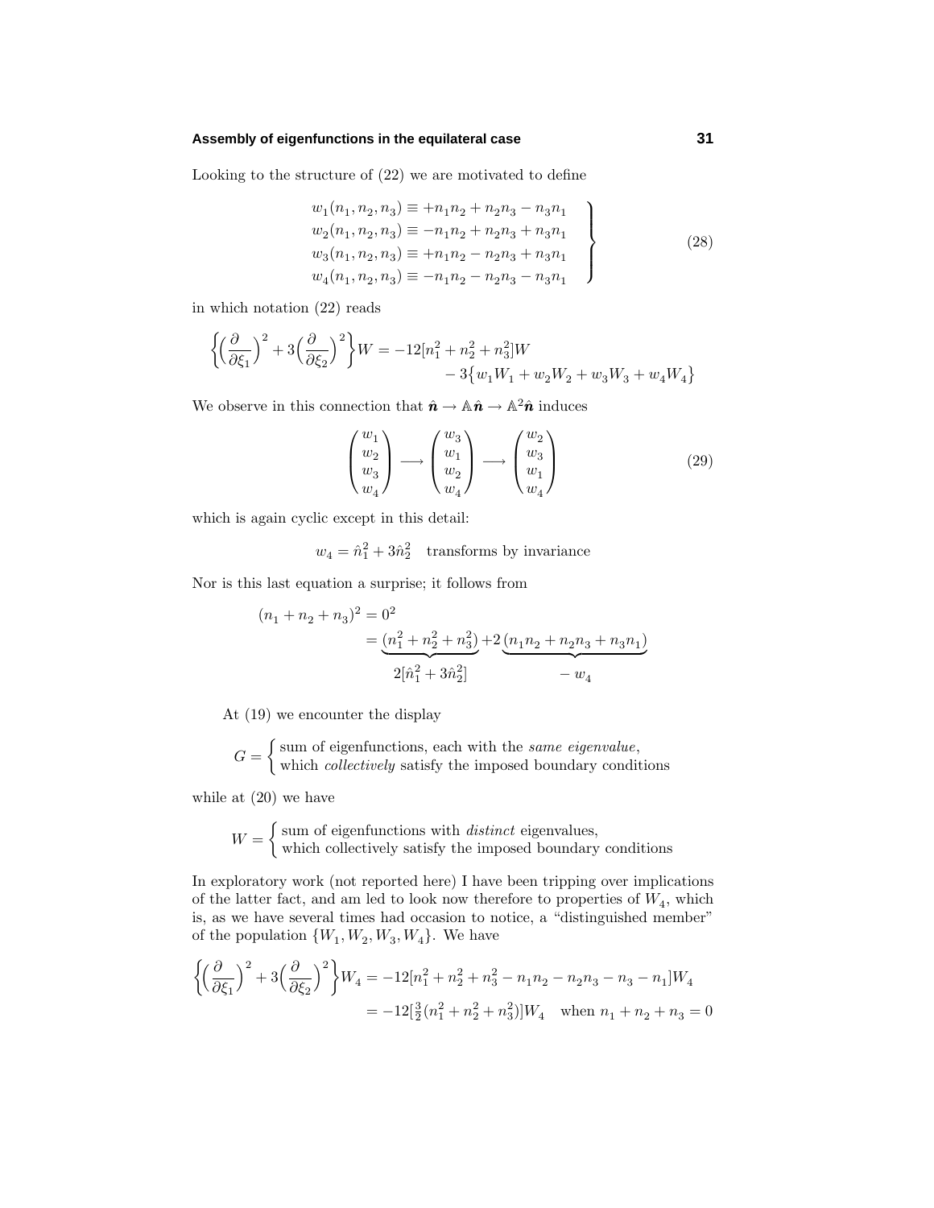Looking to the structure of (22) we are motivated to define

$$
\left.\begin{aligned}
w_1(n_1,n_2,n_3) &\equiv +n_1n_2+n_2n_3-n_3n_1\\
w_2(n_1,n_2,n_3) &\equiv -n_1n_2+n_2n_3+n_3n_1\\
w_3(n_1,n_2,n_3) &\equiv +n_1n_2-n_2n_3+n_3n_1\\
w_4(n_1,n_2,n_3) &\equiv -n_1n_2-n_2n_3-n_3n_1
\end{aligned}\right\} \tag{28}
$$

in which notation (22) reads

$$
\begin{aligned}
\Big\{\Big(\frac{\partial}{\partial\xi_1}\Big)^2+3\Big(\frac{\partial}{\partial\xi_2}\Big)^2\Big\}W = -12[n_1^2+n_2^2+n_3^2]W\\
-3\big\{w_1W_1+w_2W_2+w_3W_3+w_4W_4\big\}
\end{aligned}
$$

We observe in this connection that $\hat{\boldsymbol{n}}\to\mathbb{A}\hat{\boldsymbol{n}}\to\mathbb{A}^2\hat{\boldsymbol{n}}$ induces

$$
\begin{pmatrix}w_1\\w_2\\w_3\\w_4\end{pmatrix}\longrightarrow\begin{pmatrix}w_3\\w_1\\w_2\\w_4\end{pmatrix}\longrightarrow\begin{pmatrix}w_2\\w_3\\w_1\\w_4\end{pmatrix} \tag{29}
$$

which is again cyclic except in this detail:

$$
w_4=\hat{n}_1^2+3\hat{n}_2^2 \quad \text{transforms by invariance}
$$

Nor is this last equation a surprise; it follows from

$$
\begin{aligned}
(n_1+n_2+n_3)^2 &= 0^2\\
&= \underbrace{(n_1^2+n_2^2+n_3^2)}_{2[\hat{n}_1^2+3\hat{n}_2^2]}+2\underbrace{(n_1n_2+n_2n_3+n_3n_1)}_{-\,w_4}
\end{aligned}
$$

At (19) we encounter the display

$$
G=\begin{cases}\text{sum of eigenfunctions, each with the \textit{same eigenvalue},}\\ \text{which \textit{collectively} satisfy the imposed boundary conditions}\end{cases}
$$

while at (20) we have

$$
W=\begin{cases}\text{sum of eigenfunctions with \textit{distinct} eigenvalues,}\\ \text{which collectively satisfy the imposed boundary conditions}\end{cases}
$$

In exploratory work (not reported here) I have been tripping over implications of the latter fact, and am led to look now therefore to properties of $W_4$, which is, as we have several times had occasion to notice, a "distinguished member" of the population $\{W_1,W_2,W_3,W_4\}$. We have

$$
\begin{aligned}
\Big\{\Big(\frac{\partial}{\partial\xi_1}\Big)^2+3\Big(\frac{\partial}{\partial\xi_2}\Big)^2\Big\}W_4 &= -12[n_1^2+n_2^2+n_3^2-n_1n_2-n_2n_3-n_3-n_1]W_4\\
&= -12[\tfrac{3}{2}(n_1^2+n_2^2+n_3^2)]W_4 \quad \text{when } n_1+n_2+n_3=0
\end{aligned}
$$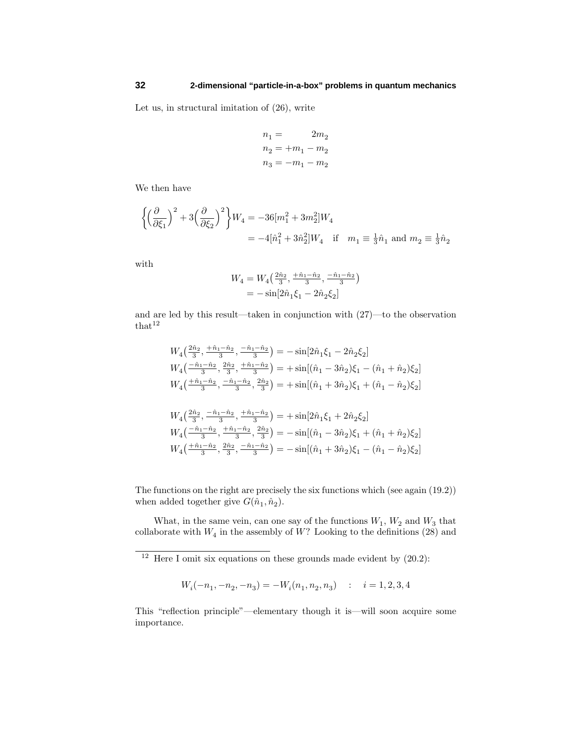Let us, in structural imitation of (26), write

$$
\begin{aligned}
n_1 &= \qquad\;\; 2m_2\\
n_2 &= +m_1 - m_2\\
n_3 &= -m_1 - m_2
\end{aligned}
$$

We then have

$$
\begin{aligned}
\left\{\Big(\frac{\partial}{\partial\xi_1}\Big)^2 + 3\Big(\frac{\partial}{\partial\xi_2}\Big)^2\right\}W_4 &= -36[m_1^2+3m_2^2]W_4\\
&= -4[\hat{n}_1^2+3\hat{n}_2^2]W_4 \quad\text{if}\quad m_1 \equiv \tfrac{1}{3}\hat{n}_1 \text{ and } m_2 \equiv \tfrac{1}{3}\hat{n}_2
\end{aligned}
$$

with

$$
\begin{aligned}
W_4 &= W_4\big(\tfrac{2\hat{n}_2}{3}, \tfrac{+\hat{n}_1-\hat{n}_2}{3}, \tfrac{-\hat{n}_1-\hat{n}_2}{3}\big)\\
&= -\sin[2\hat{n}_1\xi_1 - 2\hat{n}_2\xi_2]
\end{aligned}
$$

and are led by this result—taken in conjunction with (27)—to the observation that[12]

$$
\begin{aligned}
W_4\big(\tfrac{2\hat{n}_2}{3}, \tfrac{+\hat{n}_1-\hat{n}_2}{3}, \tfrac{-\hat{n}_1-\hat{n}_2}{3}\big) &= -\sin[2\hat{n}_1\xi_1 - 2\hat{n}_2\xi_2]\\
W_4\big(\tfrac{-\hat{n}_1-\hat{n}_2}{3}, \tfrac{2\hat{n}_2}{3}, \tfrac{+\hat{n}_1-\hat{n}_2}{3}\big) &= +\sin[(\hat{n}_1-3\hat{n}_2)\xi_1 - (\hat{n}_1+\hat{n}_2)\xi_2]\\
W_4\big(\tfrac{+\hat{n}_1-\hat{n}_2}{3}, \tfrac{-\hat{n}_1-\hat{n}_2}{3}, \tfrac{2\hat{n}_2}{3}\big) &= +\sin[(\hat{n}_1+3\hat{n}_2)\xi_1 + (\hat{n}_1-\hat{n}_2)\xi_2]\\
\\
W_4\big(\tfrac{2\hat{n}_2}{3}, \tfrac{-\hat{n}_1-\hat{n}_2}{3}, \tfrac{+\hat{n}_1-\hat{n}_2}{3}\big) &= +\sin[2\hat{n}_1\xi_1 + 2\hat{n}_2\xi_2]\\
W_4\big(\tfrac{-\hat{n}_1-\hat{n}_2}{3}, \tfrac{+\hat{n}_1-\hat{n}_2}{3}, \tfrac{2\hat{n}_2}{3}\big) &= -\sin[(\hat{n}_1-3\hat{n}_2)\xi_1 + (\hat{n}_1+\hat{n}_2)\xi_2]\\
W_4\big(\tfrac{+\hat{n}_1-\hat{n}_2}{3}, \tfrac{2\hat{n}_2}{3}, \tfrac{-\hat{n}_1-\hat{n}_2}{3}\big) &= -\sin[(\hat{n}_1+3\hat{n}_2)\xi_1 - (\hat{n}_1-\hat{n}_2)\xi_2]
\end{aligned}
$$

The functions on the right are precisely the six functions which (see again (19.2)) when added together give $G(\hat{n}_1, \hat{n}_2)$.

What, in the same vein, can one say of the functions $W_1$, $W_2$ and $W_3$ that collaborate with $W_4$ in the assembly of $W$? Looking to the definitions (28) and

---

[12] Here I omit six equations on these grounds made evident by (20.2):

$$
W_i(-n_1,-n_2,-n_3) = -W_i(n_1,n_2,n_3) \quad : \quad i = 1,2,3,4
$$

This "reflection principle"—elementary though it is—will soon acquire some importance.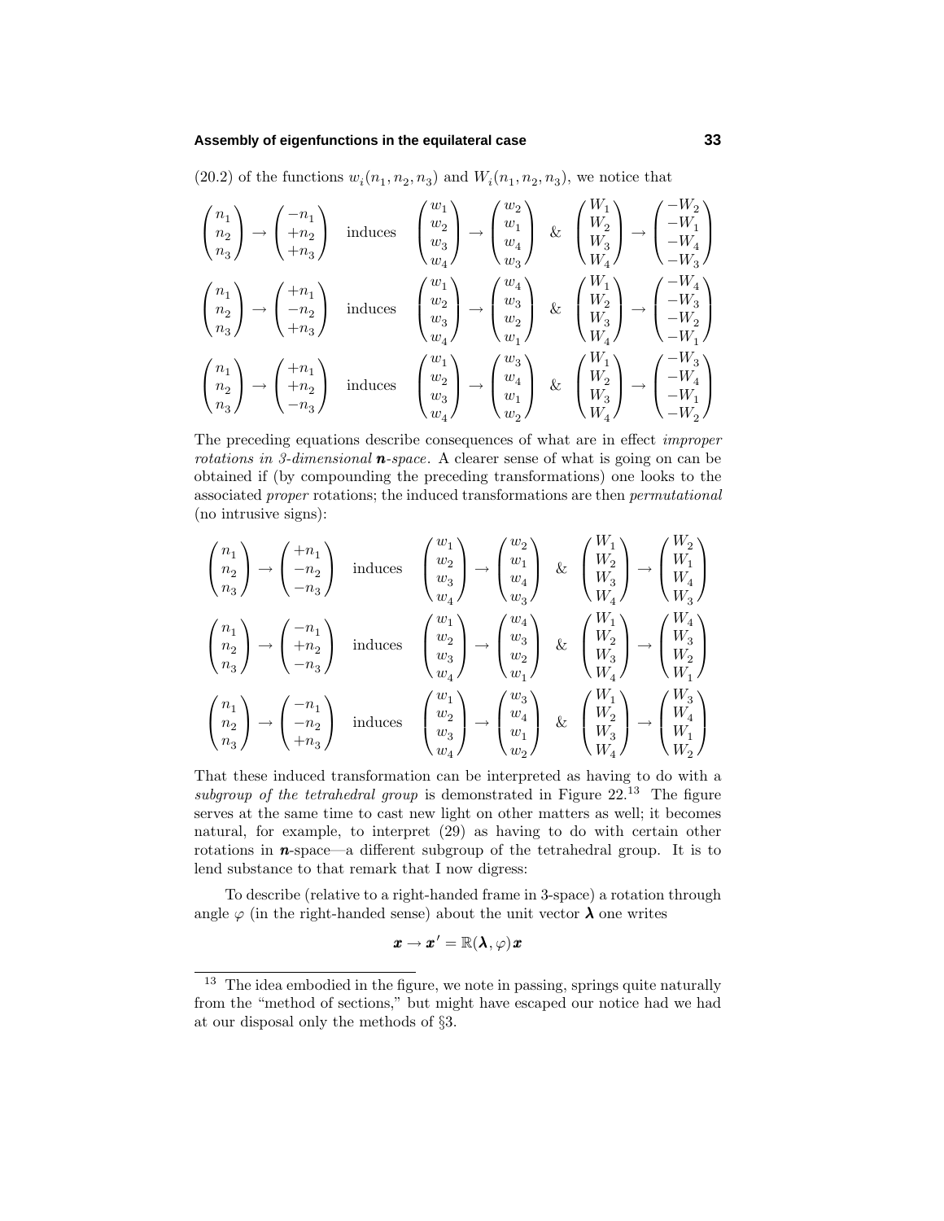(20.2) of the functions $w_i(n_1, n_2, n_3)$ and $W_i(n_1, n_2, n_3)$, we notice that

$$\begin{pmatrix} n_1 \\ n_2 \\ n_3 \end{pmatrix} \to \begin{pmatrix} -n_1 \\ +n_2 \\ +n_3 \end{pmatrix} \quad \text{induces} \quad \begin{pmatrix} w_1 \\ w_2 \\ w_3 \\ w_4 \end{pmatrix} \to \begin{pmatrix} w_2 \\ w_1 \\ w_4 \\ w_3 \end{pmatrix} \quad \& \quad \begin{pmatrix} W_1 \\ W_2 \\ W_3 \\ W_4 \end{pmatrix} \to \begin{pmatrix} -W_2 \\ -W_1 \\ -W_4 \\ -W_3 \end{pmatrix}$$

$$\begin{pmatrix} n_1 \\ n_2 \\ n_3 \end{pmatrix} \to \begin{pmatrix} +n_1 \\ -n_2 \\ +n_3 \end{pmatrix} \quad \text{induces} \quad \begin{pmatrix} w_1 \\ w_2 \\ w_3 \\ w_4 \end{pmatrix} \to \begin{pmatrix} w_4 \\ w_3 \\ w_2 \\ w_1 \end{pmatrix} \quad \& \quad \begin{pmatrix} W_1 \\ W_2 \\ W_3 \\ W_4 \end{pmatrix} \to \begin{pmatrix} -W_4 \\ -W_3 \\ -W_2 \\ -W_1 \end{pmatrix}$$

$$\begin{pmatrix} n_1 \\ n_2 \\ n_3 \end{pmatrix} \to \begin{pmatrix} +n_1 \\ +n_2 \\ -n_3 \end{pmatrix} \quad \text{induces} \quad \begin{pmatrix} w_1 \\ w_2 \\ w_3 \\ w_4 \end{pmatrix} \to \begin{pmatrix} w_3 \\ w_4 \\ w_1 \\ w_2 \end{pmatrix} \quad \& \quad \begin{pmatrix} W_1 \\ W_2 \\ W_3 \\ W_4 \end{pmatrix} \to \begin{pmatrix} -W_3 \\ -W_4 \\ -W_1 \\ -W_2 \end{pmatrix}$$

The preceding equations describe consequences of what are in effect *improper rotations in 3-dimensional* $\boldsymbol{n}$*-space*. A clearer sense of what is going on can be obtained if (by compounding the preceding transformations) one looks to the associated *proper* rotations; the induced transformations are then *permutational* (no intrusive signs):

$$\begin{pmatrix} n_1 \\ n_2 \\ n_3 \end{pmatrix} \to \begin{pmatrix} +n_1 \\ -n_2 \\ -n_3 \end{pmatrix} \quad \text{induces} \quad \begin{pmatrix} w_1 \\ w_2 \\ w_3 \\ w_4 \end{pmatrix} \to \begin{pmatrix} w_2 \\ w_1 \\ w_4 \\ w_3 \end{pmatrix} \quad \& \quad \begin{pmatrix} W_1 \\ W_2 \\ W_3 \\ W_4 \end{pmatrix} \to \begin{pmatrix} W_2 \\ W_1 \\ W_4 \\ W_3 \end{pmatrix}$$

$$\begin{pmatrix} n_1 \\ n_2 \\ n_3 \end{pmatrix} \to \begin{pmatrix} -n_1 \\ +n_2 \\ -n_3 \end{pmatrix} \quad \text{induces} \quad \begin{pmatrix} w_1 \\ w_2 \\ w_3 \\ w_4 \end{pmatrix} \to \begin{pmatrix} w_4 \\ w_3 \\ w_2 \\ w_1 \end{pmatrix} \quad \& \quad \begin{pmatrix} W_1 \\ W_2 \\ W_3 \\ W_4 \end{pmatrix} \to \begin{pmatrix} W_4 \\ W_3 \\ W_2 \\ W_1 \end{pmatrix}$$

$$\begin{pmatrix} n_1 \\ n_2 \\ n_3 \end{pmatrix} \to \begin{pmatrix} -n_1 \\ -n_2 \\ +n_3 \end{pmatrix} \quad \text{induces} \quad \begin{pmatrix} w_1 \\ w_2 \\ w_3 \\ w_4 \end{pmatrix} \to \begin{pmatrix} w_3 \\ w_4 \\ w_1 \\ w_2 \end{pmatrix} \quad \& \quad \begin{pmatrix} W_1 \\ W_2 \\ W_3 \\ W_4 \end{pmatrix} \to \begin{pmatrix} W_3 \\ W_4 \\ W_1 \\ W_2 \end{pmatrix}$$

That these induced transformation can be interpreted as having to do with a *subgroup of the tetrahedral group* is demonstrated in Figure 22.[13] The figure serves at the same time to cast new light on other matters as well; it becomes natural, for example, to interpret (29) as having to do with certain other rotations in $\boldsymbol{n}$-space—a different subgroup of the tetrahedral group. It is to lend substance to that remark that I now digress:

To describe (relative to a right-handed frame in 3-space) a rotation through angle $\varphi$ (in the right-handed sense) about the unit vector $\boldsymbol{\lambda}$ one writes

$$\boldsymbol{x} \to \boldsymbol{x}' = \mathbb{R}(\boldsymbol{\lambda}, \varphi)\boldsymbol{x}$$

[13] The idea embodied in the figure, we note in passing, springs quite naturally from the "method of sections," but might have escaped our notice had we had at our disposal only the methods of §3.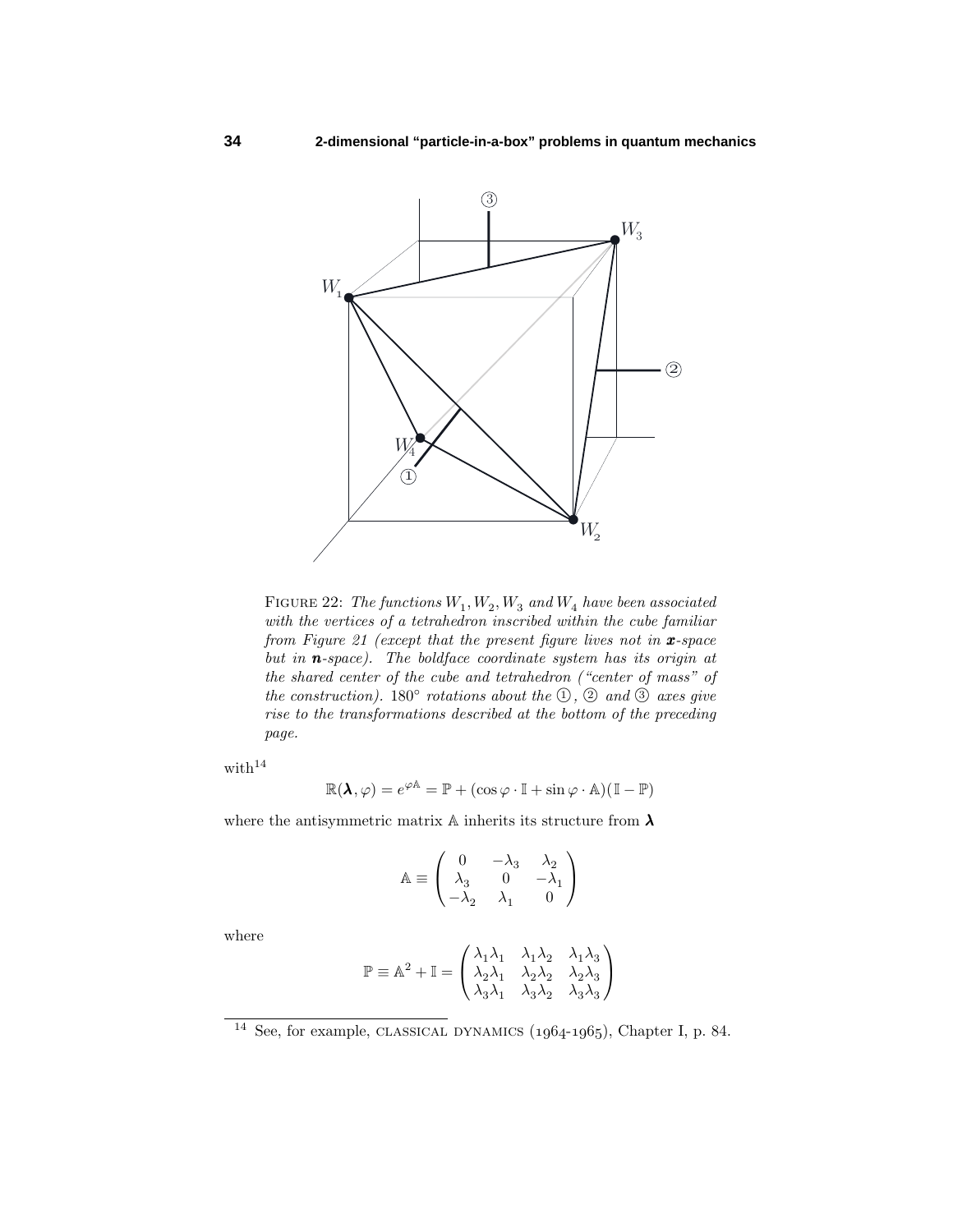FIGURE 22: *The functions $W_1, W_2, W_3$ and $W_4$ have been associated with the vertices of a tetrahedron inscribed within the cube familiar from Figure 21 (except that the present figure lives not in $\boldsymbol{x}$-space but in $\boldsymbol{n}$-space). The boldface coordinate system has its origin at the shared center of the cube and tetrahedron ("center of mass" of the construction). 180° rotations about the ①, ② and ③ axes give rise to the transformations described at the bottom of the preceding page.*

with[14]

$$\mathbb{R}(\boldsymbol{\lambda}, \varphi) = e^{\varphi\mathbb{A}} = \mathbb{P} + (\cos\varphi \cdot \mathbb{I} + \sin\varphi \cdot \mathbb{A})(\mathbb{I} - \mathbb{P})$$

where the antisymmetric matrix $\mathbb{A}$ inherits its structure from $\boldsymbol{\lambda}$

$$\mathbb{A} \equiv \begin{pmatrix} 0 & -\lambda_3 & \lambda_2 \\ \lambda_3 & 0 & -\lambda_1 \\ -\lambda_2 & \lambda_1 & 0 \end{pmatrix}$$

where

$$\mathbb{P} \equiv \mathbb{A}^2 + \mathbb{I} = \begin{pmatrix} \lambda_1\lambda_1 & \lambda_1\lambda_2 & \lambda_1\lambda_3 \\ \lambda_2\lambda_1 & \lambda_2\lambda_2 & \lambda_2\lambda_3 \\ \lambda_3\lambda_1 & \lambda_3\lambda_2 & \lambda_3\lambda_3 \end{pmatrix}$$

[14] See, for example, CLASSICAL DYNAMICS (1964-1965), Chapter I, p. 84.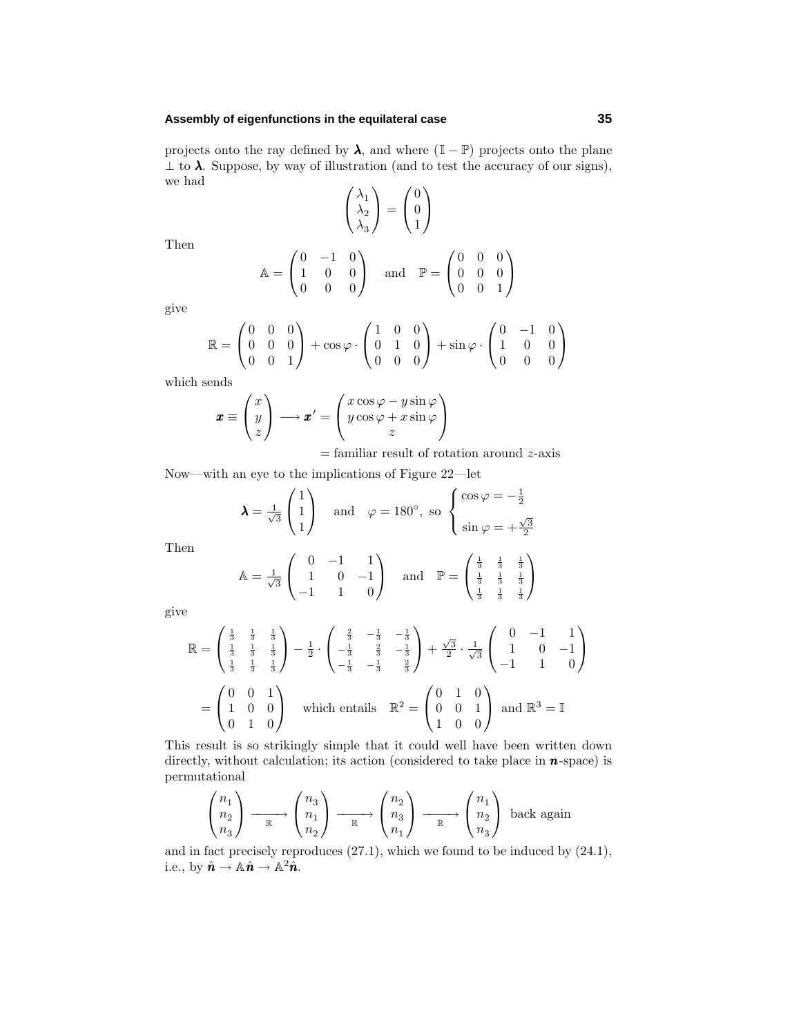projects onto the ray defined by $\boldsymbol{\lambda}$, and where $(\mathbb{I} - \mathbb{P})$ projects onto the plane $\perp$ to $\boldsymbol{\lambda}$. Suppose, by way of illustration (and to test the accuracy of our signs), we had

$$\begin{pmatrix} \lambda_1 \\ \lambda_2 \\ \lambda_3 \end{pmatrix} = \begin{pmatrix} 0 \\ 0 \\ 1 \end{pmatrix}$$

Then

$$\mathbb{A} = \begin{pmatrix} 0 & -1 & 0 \\ 1 & 0 & 0 \\ 0 & 0 & 0 \end{pmatrix} \quad \text{and} \quad \mathbb{P} = \begin{pmatrix} 0 & 0 & 0 \\ 0 & 0 & 0 \\ 0 & 0 & 1 \end{pmatrix}$$

give

$$\mathbb{R} = \begin{pmatrix} 0 & 0 & 0 \\ 0 & 0 & 0 \\ 0 & 0 & 1 \end{pmatrix} + \cos\varphi \cdot \begin{pmatrix} 1 & 0 & 0 \\ 0 & 1 & 0 \\ 0 & 0 & 0 \end{pmatrix} + \sin\varphi \cdot \begin{pmatrix} 0 & -1 & 0 \\ 1 & 0 & 0 \\ 0 & 0 & 0 \end{pmatrix}$$

which sends

$$\boldsymbol{x} \equiv \begin{pmatrix} x \\ y \\ z \end{pmatrix} \longrightarrow \boldsymbol{x}' = \begin{pmatrix} x\cos\varphi - y\sin\varphi \\ y\cos\varphi + x\sin\varphi \\ z \end{pmatrix}$$

$$= \text{familiar result of rotation around } z\text{-axis}$$

Now—with an eye to the implications of Figure 22—let

$$\boldsymbol{\lambda} = \tfrac{1}{\sqrt{3}} \begin{pmatrix} 1 \\ 1 \\ 1 \end{pmatrix} \quad \text{and} \quad \varphi = 180^\circ, \text{ so } \begin{cases} \cos\varphi = -\frac{1}{2} \\[6pt] \sin\varphi = +\frac{\sqrt{3}}{2} \end{cases}$$

Then

$$\mathbb{A} = \tfrac{1}{\sqrt{3}} \begin{pmatrix} 0 & -1 & 1 \\ 1 & 0 & -1 \\ -1 & 1 & 0 \end{pmatrix} \quad \text{and} \quad \mathbb{P} = \begin{pmatrix} \frac{1}{3} & \frac{1}{3} & \frac{1}{3} \\ \frac{1}{3} & \frac{1}{3} & \frac{1}{3} \\ \frac{1}{3} & \frac{1}{3} & \frac{1}{3} \end{pmatrix}$$

give

$$\begin{aligned} \mathbb{R} &= \begin{pmatrix} \frac{1}{3} & \frac{1}{3} & \frac{1}{3} \\ \frac{1}{3} & \frac{1}{3} & \frac{1}{3} \\ \frac{1}{3} & \frac{1}{3} & \frac{1}{3} \end{pmatrix} - \tfrac{1}{2} \cdot \begin{pmatrix} \frac{2}{3} & -\frac{1}{3} & -\frac{1}{3} \\ -\frac{1}{3} & \frac{2}{3} & -\frac{1}{3} \\ -\frac{1}{3} & -\frac{1}{3} & \frac{2}{3} \end{pmatrix} + \tfrac{\sqrt{3}}{2} \cdot \tfrac{1}{\sqrt{3}} \begin{pmatrix} 0 & -1 & 1 \\ 1 & 0 & -1 \\ -1 & 1 & 0 \end{pmatrix} \\ &= \begin{pmatrix} 0 & 0 & 1 \\ 1 & 0 & 0 \\ 0 & 1 & 0 \end{pmatrix} \quad \text{which entails} \quad \mathbb{R}^2 = \begin{pmatrix} 0 & 1 & 0 \\ 0 & 0 & 1 \\ 1 & 0 & 0 \end{pmatrix} \text{ and } \mathbb{R}^3 = \mathbb{I} \end{aligned}$$

This result is so strikingly simple that it could well have been written down directly, without calculation; its action (considered to take place in $\boldsymbol{n}$-space) is permutational

$$\begin{pmatrix} n_1 \\ n_2 \\ n_3 \end{pmatrix} \xrightarrow[\mathbb{R}]{} \begin{pmatrix} n_3 \\ n_1 \\ n_2 \end{pmatrix} \xrightarrow[\mathbb{R}]{} \begin{pmatrix} n_2 \\ n_3 \\ n_1 \end{pmatrix} \xrightarrow[\mathbb{R}]{} \begin{pmatrix} n_1 \\ n_2 \\ n_3 \end{pmatrix} \text{ back again}$$

and in fact precisely reproduces (27.1), which we found to be induced by (24.1), i.e., by $\hat{\boldsymbol{n}} \to \mathbb{A}\hat{\boldsymbol{n}} \to \mathbb{A}^2\hat{\boldsymbol{n}}$.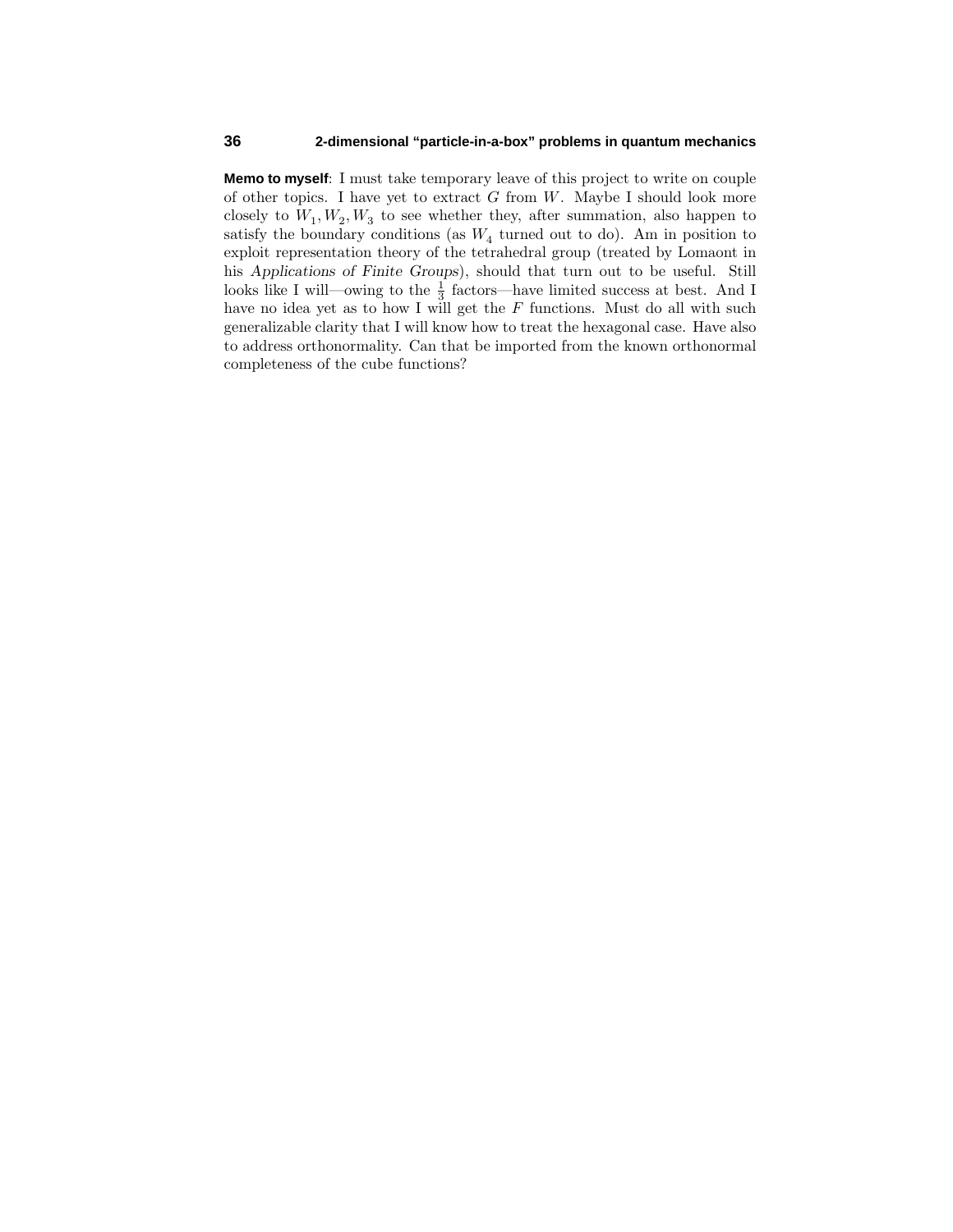**Memo to myself**: I must take temporary leave of this project to write on couple of other topics. I have yet to extract $G$ from $W$. Maybe I should look more closely to $W_1, W_2, W_3$ to see whether they, after summation, also happen to satisfy the boundary conditions (as $W_4$ turned out to do). Am in position to exploit representation theory of the tetrahedral group (treated by Lomaont in his *Applications of Finite Groups*), should that turn out to be useful. Still looks like I will—owing to the $\frac{1}{3}$ factors—have limited success at best. And I have no idea yet as to how I will get the $F$ functions. Must do all with such generalizable clarity that I will know how to treat the hexagonal case. Have also to address orthonormality. Can that be imported from the known orthonormal completeness of the cube functions?